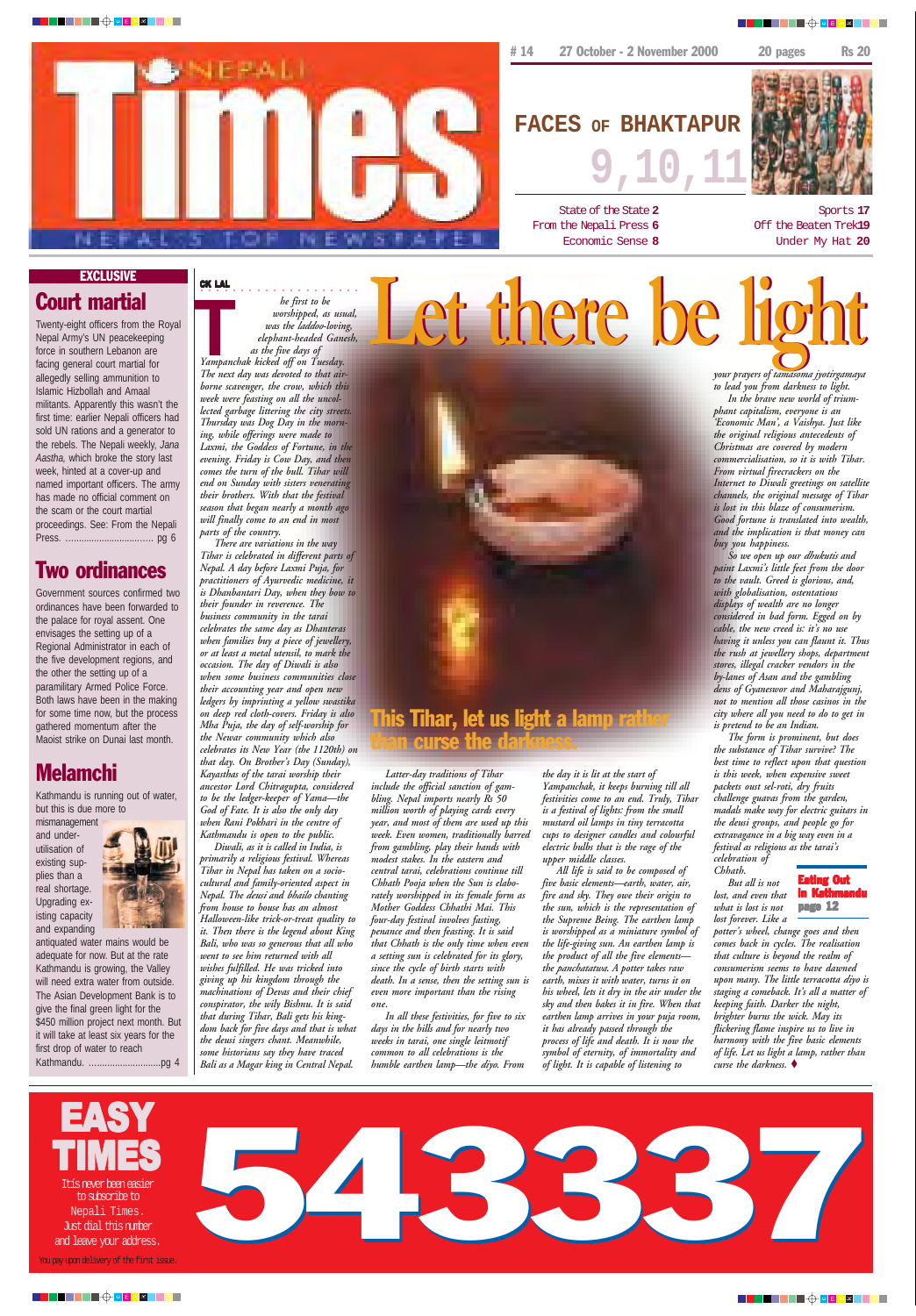# Nepali Times

NEPAL'S TOP NEWSPAPER

# 14 27 October - 2 November 2000 20 pages Rs 20

## FACES OF BHAKTAPUR 9,10,11

State of the State **2**
From the Nepali Press **6**
Economic Sense **8**
Sports **17**
Off the Beaten Trek **19**
Under My Hat **20**

**EXCLUSIVE**

## Court martial

Twenty-eight officers from the Royal Nepal Army's UN peacekeeping force in southern Lebanon are facing general court martial for allegedly selling ammunition to Islamic Hizbollah and Amaal militants. Apparently this wasn't the first time: earlier Nepali officers had sold UN rations and a generator to the rebels. The Nepali weekly, *Jana Aastha*, which broke the story last week, hinted at a cover-up and named important officers. The army has made no official comment on the scam or the court martial proceedings. See: From the Nepali Press. .................................. pg 6

## Two ordinances

Government sources confirmed two ordinances have been forwarded to the palace for royal assent. One envisages the setting up of a Regional Administrator in each of the five development regions, and the other the setting up of a paramilitary Armed Police Force. Both laws have been in the making for some time now, but the process gathered momentum after the Maoist strike on Dunai last month.

## Melamchi

Kathmandu is running out of water, but this is due more to mismanagement and under-utilisation of existing supplies than a real shortage. Upgrading existing capacity and expanding antiquated water mains would be adequate for now. But at the rate Kathmandu is growing, the Valley will need extra water from outside. The Asian Development Bank is to give the final green light for the $450 million project next month. But it will take at least six years for the first drop of water to reach Kathmandu. .............................pg 4

# Let there be light

**CK LAL**

*The first to be worshipped, as usual, was the laddoo-loving, elephant-headed Ganesh, as the five days of Yampanchak kicked off on Tuesday. The next day was devoted to that air-borne scavenger, the crow, which this week were feasting on all the uncollected garbage littering the city streets. Thursday was Dog Day in the morning, while offerings were made to Laxmi, the Goddess of Fortune, in the evening. Friday is Cow Day, and then comes the turn of the bull. Tihar will end on Sunday with sisters venerating their brothers. With that the festival season that began nearly a month ago will finally come to an end in most parts of the country.*

*There are variations in the way Tihar is celebrated in different parts of Nepal. A day before Laxmi Puja, for practitioners of Ayurvedic medicine, it is Dhanbantari Day, when they bow to their founder in reverence. The business community in the tarai celebrates the same day as Dhanteras when families buy a piece of jewellery, or at least a metal utensil, to mark the occasion. The day of Diwali is also when some business communities close their accounting year and open new ledgers by imprinting a yellow swastika on deep red cloth-covers. Friday is also Mha Puja, the day of self-worship for the Newar community which also celebrates its New Year (the 1120th) on that day. On Brother's Day (Sunday), Kayasthas of the tarai worship their ancestor Lord Chitragupta, considered to be the ledger-keeper of Yama—the God of Fate. It is also the only day when Rani Pokhari in the centre of Kathmandu is open to the public.*

*Diwali, as it is called in India, is primarily a religious festival. Whereas Tihar in Nepal has taken on a socio-cultural and family-oriented aspect in Nepal. The deusi and bhailo chanting from house to house has an almost Halloween-like trick-or-treat quality to it. Then there is the legend about King Bali, who was so generous that all who went to see him returned with all wishes fulfilled. He was tricked into giving up his kingdom through the machinations of Devas and their chief conspirator, the wily Bishnu. It is said that during Tihar, Bali gets his kingdom back for five days and that is what the deusi singers chant. Meanwhile, some historians say they have traced Bali as a Magar king in Central Nepal.*

*Latter-day traditions of Tihar include the official sanction of gambling. Nepal imports nearly Rs 50 million worth of playing cards every year, and most of them are used up this week. Even women, traditionally barred from gambling, play their hands with modest stakes. In the eastern and central tarai, celebrations continue till Chhath Pooja when the Sun is elaborately worshipped in its female form as Mother Goddess Chhathi Mai. This four-day festival involves fasting, penance and then feasting. It is said that Chhath is the only time when even a setting sun is celebrated for its glory, since the cycle of birth starts with death. In a sense, then the setting sun is even more important than the rising one.*

*In all these festivities, for five to six days in the hills and for nearly two weeks in tarai, one single leitmotif common to all celebrations is the humble earthen lamp—the diyo. From the day it is lit at the start of Yampanchak, it keeps burning till all festivities come to an end. Truly, Tihar is a festival of lights: from the small mustard oil lamps in tiny terracotta cups to designer candles and colourful electric bulbs that is the rage of the upper middle classes.*

*All life is said to be composed of five basic elements—earth, water, air, fire and sky. They owe their origin to the sun, which is the representation of the Supreme Being. The earthen lamp is worshipped as a miniature symbol of the life-giving sun. An earthen lamp is the product of all the five elements—the panchatattwa. A potter takes raw earth, mixes it with water, turns it on his wheel, lets it dry in the air under the sky and then bakes it in fire. When that earthen lamp arrives in your puja room, it has already passed through the process of life and death. It is now the symbol of eternity, of immortality and of light. It is capable of listening to your prayers of tamasoma jyotirgamaya to lead you from darkness to light.*

**This Tihar, let us light a lamp rather than curse the darkness.**

*In the brave new world of triumphant capitalism, everyone is an 'Economic Man', a Vaishya. Just like the original religious antecedents of Christmas are covered by modern commercialisation, so it is with Tihar. From virtual firecrackers on the Internet to Diwali greetings on satellite channels, the original message of Tihar is lost in this blaze of consumerism. Good fortune is translated into wealth, and the implication is that money can buy you happiness.*

*So we open up our dhukutis and paint Laxmi's little feet from the door to the vault. Greed is glorious, and, with globalisation, ostentatious displays of wealth are no longer considered in bad form. Egged on by cable, the new creed is: it's no use having it unless you can flaunt it. Thus the rush at jewellery shops, department stores, illegal cracker vendors in the by-lanes of Asan and the gambling dens of Gyaneswor and Maharajgunj, not to mention all those casinos in the city where all you need to do to get in is pretend to be an Indian.*

*The form is prominent, but does the substance of Tihar survive? The best time to reflect upon that question is this week, when expensive sweet packets oust sel-roti, dry fruits challenge guavas from the garden, madals make way for electric guitars in the deusi groups, and people go for extravagance in a big way even in a festival as religious as the tarai's celebration of Chhath.*

*But all is not lost, and even that what is lost is not lost forever. Like a potter's wheel, change goes and then comes back in cycles. The realisation that culture is beyond the realm of consumerism seems to have dawned upon many. The little terracotta diyo is staging a comeback. It's all a matter of keeping faith. Darker the night, brighter burns the wick. May its flickering flame inspire us to live in harmony with the five basic elements of life. Let us light a lamp, rather than curse the darkness.* ♦

**Eating Out in Kathmandu page 12**

# EASY TIMES

It is never been easier to subscribe to Nepali Times. Just dial this number and leave your address.

# 543337

You pay upon delivery of the first issue.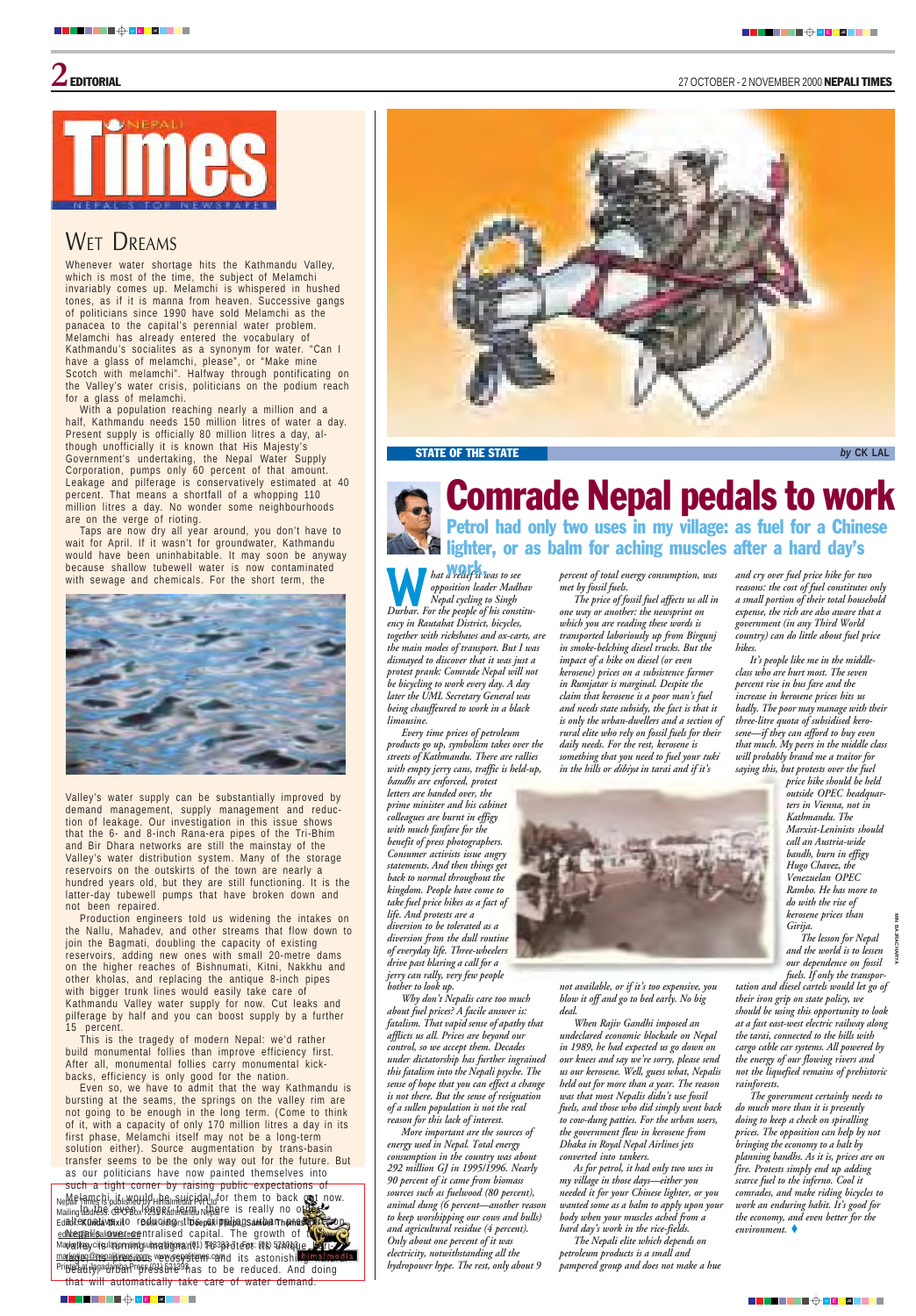# EDITORIAL

## WET DREAMS

Whenever water shortage hits the Kathmandu Valley, which is most of the time, the subject of Melamchi invariably comes up. Melamchi is whispered in hushed tones, as if it is manna from heaven. Successive gangs of politicians since 1990 have sold Melamchi as the panacea to the capital's perennial water problem. Melamchi has already entered the vocabulary of Kathmandu's socialites as a synonym for water. "Can I have a glass of melamchi, please", or "Make mine Scotch with melamchi". Halfway through pontificating on the Valley's water crisis, politicians on the podium reach for a glass of melamchi.

With a population reaching nearly a million and a half, Kathmandu needs 150 million litres of water a day. Present supply is officially 80 million litres a day, although unofficially it is known that His Majesty's Government's undertaking, the Nepal Water Supply Corporation, pumps only 60 percent of that amount. Leakage and pilferage is conservatively estimated at 40 percent. That means a shortfall of a whopping 110 million litres a day. No wonder some neighbourhoods are on the verge of rioting.

Taps are now dry all year around, you don't have to wait for April. If it wasn't for groundwater, Kathmandu would have been uninhabitable. It may soon be anyway because shallow tubewell water is now contaminated with sewage and chemicals. For the short term, the Valley's water supply can be substantially improved by demand management, supply management and reduction of leakage. Our investigation in this issue shows that the 6- and 8-inch Rana-era pipes of the Tri-Bhim and Bir Dhara networks are still the mainstay of the Valley's water distribution system. Many of the storage reservoirs on the outskirts of the town are nearly a hundred years old, but they are still functioning. It is the latter-day tubewell pumps that have broken down and not been repaired.

Production engineers told us widening the intakes on the Nallu, Mahadev, and other streams that flow down to join the Bagmati, doubling the capacity of existing reservoirs, adding new ones with small 20-metre dams on the higher reaches of Bishnumati, Kitni, Nakkhu and other kholas, and replacing the antique 8-inch pipes with bigger trunk lines would easily take care of Kathmandu Valley water supply for now. Cut leaks and pilferage by half and you can boost supply by a further 15 percent.

This is the tragedy of modern Nepal: we'd rather build monumental follies than improve efficiency first. After all, monumental follies carry monumental kick-backs, efficiency is only good for the nation.

Even so, we have to admit that the way Kathmandu is bursting at the seams, the springs on the valley rim are not going to be enough in the long term. (Come to think of it, with a capacity of only 170 million litres a day in its first phase, Melamchi itself may not be a long-term solution either). Source augmentation by trans-basin transfer seems to be the only way out for the future. But as our politicians have now painted themselves into such a tight corner by raising public expectations of Melamchi, it would be suicidal for them to back out now. In the even longer term, there is really no alternative to reducing the growth of urban areas. A decentralised capital. The growth of the Valley is turning malignant. To protect its unique heritage, its ecosystem and its astonishing beauty, urban pressure has to be reduced. And doing that will automatically take care of water demand.

Nepali Times is published by Himalmedia Pvt Ltd
Mailing address: GPO Box 7251, Kathmandu Nepal
Editor: Kunda Dixit. Design: Deepak Prajapati, Sanjaya Thapa
editors@nepalitimes.com
Marketing, circulation and subscriptions: (01) 543333, Fax: (01) 521013
marketing@nepalitimes.com, www.nepalitimes.com
Printed at Jagadamba Press: (01) 521393

---

**STATE OF THE STATE** *by* **CK LAL**

# Comrade Nepal pedals to work

## Petrol had only two uses in my village: as fuel for a Chinese lighter, or as balm for aching muscles after a hard day's work.

*What a relief it was to see opposition leader Madhav Nepal cycling to Singh Durbar. For the people of his constituency in Rautahat District, bicycles, together with rickshaws and ox-carts, are the main modes of transport. But then I was dismayed to discover that it was just a protest prank: Comrade Nepal will not be bicycling to work every day. A day later the UML Secretary General was being chauffeured to work in a black limousine.*

*Every time prices of petroleum products go up, symbolism takes over the streets of Kathmandu. There are rallies with empty jerry cans, traffic is held-up, bandhs are enforced, protest letters are handed over, the prime minister and his cabinet colleagues are burnt in effigy with much fanfare for the benefit of press photographers. Consumer activists issue angry statements. And then things get back to normal throughout the kingdom. People have come to take fuel price hikes as a fact of life. And protests are a diversion to be tolerated as a diversion from the dull routine of everyday life. Three-wheelers drive past blaring a call for a jerry can rally, very few people bother to look up.*

*Why don't Nepalis care too much about fuel prices? A facile answer is: fatalism. That vapid sense of apathy that afflicts us all. Prices are beyond our control, so we accept them. Decades under dictatorship has further ingrained this fatalism into the Nepali psyche. The sense of hope that you can effect a change is not there. But the sense of resignation of a sullen population is not the real reason for this lack of interest.*

*More important are the sources of energy used in Nepal. Total energy consumption in the country was about 292 million GJ in 1995/1996. Nearly 90 percent of it came from biomass sources such as fuelwood (80 percent), animal dung (6 percent—another reason to keep worshipping our cows and bulls) and agricultural residue (4 percent). Only about one percent of it was electricity, notwithstanding all the hydropower hype. The rest, only about 9 percent of total energy consumption, was met by fossil fuels.*

*The price of fossil fuel affects us all in one way or another: the newsprint on which you are reading these words is transported laboriously up from Birgunj in smoke-belching diesel trucks. But the impact of a hike on diesel (or even kerosene) prices on a subsistence farmer in Rumjatar is marginal. Despite the claim that kerosene is a poor man's fuel and needs state subsidy, the fact is that it is only the urban-dwellers and a section of rural elite who rely on fossil fuels for their daily needs. For the rest, kerosene is something that you need to fuel your tuki in the hills or dibiya in tarai and if it's not available, or if it's too expensive, you blow it off and go to bed early. No big deal.*

*When Rajiv Gandhi imposed an undeclared economic blockade on Nepal in 1989, he had expected us go down on our knees and say we're sorry, please send us our kerosene. Well, guess what, Nepalis held out for more than a year. The reason was that most Nepalis didn't use fossil fuels, and those who did simply went back to cow-dung patties. For the urban users, the government flew in kerosene from Dhaka in Royal Nepal Airlines jets converted into tankers.*

*As for petrol, it had only two uses in my village in those days—either you needed it for your Chinese lighter, or you wanted some as a balm to apply upon your body when your muscles ached from a hard day's work in the rice-fields.*

*The Nepali elite which depends on petroleum products is a small and pampered group and does not make a hue and cry over fuel price hike for two reasons: the cost of fuel constitutes only a small portion of their total household expense, the rich are also aware that a government (in any Third World country) can do little about fuel price hikes.*

*It's people like me in the middle-class who are hurt most. The seven percent rise in bus fare and the increase in kerosene prices hits us badly. The poor may manage with their three-litre quota of subsidised kerosene—if they can afford to buy even that much. My peers in the middle class will probably brand me a traitor for saying this, but protests over the fuel price hike should be held outside OPEC headquarters in Vienna, not in Kathmandu. The Marxist-Leninists should call an Austria-wide bandh, burn in effigy Hugo Chavez, the Venezuelan OPEC Rambo. He has more to do with the rise of kerosene prices than Girija.*

*The lesson for Nepal and the world is to lessen our dependence on fossil fuels. If only the transportation and diesel cartels would let go of their iron grip on state policy, we should be using this opportunity to look at a fast east-west electric railway along the tarai, connected to the hills with cargo cable car systems. All powered by the energy of our flowing rivers and not the liquefied remains of prehistoric rainforests.*

*The government certainly needs to do much more than it is presently doing to keep a check on spiralling prices. The opposition can help by not bringing the economy to a halt by planning bandhs. As it is, prices are on fire. Protests simply end up adding scarce fuel to the inferno. Cool it comrades, and make riding bicycles to work an enduring habit. It's good for the economy, and even better for the environment.* ♦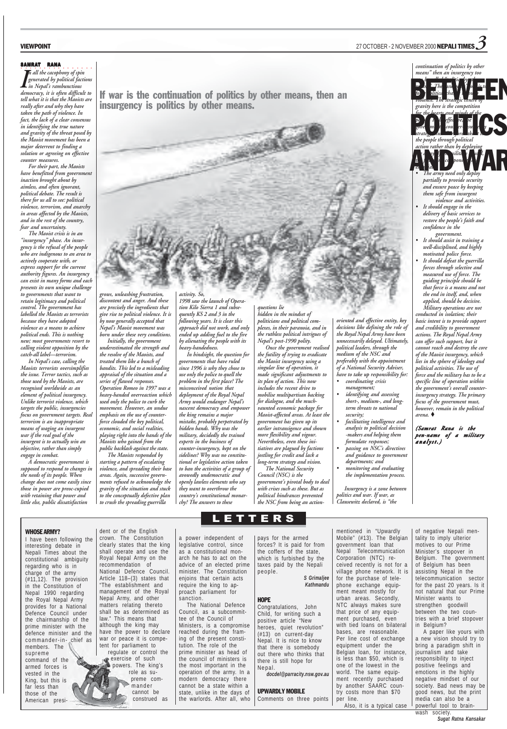# BETWEEN POLITICS AND WAR

**SAMRAT RANA**

**If war is the continuation of politics by other means, then an insurgency is politics by other means.**

*In all the cacophony of spin generated by political factions in Nepal's rambunctious democracy, it is often difficult to tell what it is that the Maoists are really after and why they have taken the path of violence. In fact, the lack of a clear consensus in identifying the true nature and gravity of the threat posed by the Maoist movement has been a major deterrent to finding a solution or agreeing on effective counter measures.*

*For their part, the Maoists have benefitted from government inaction brought about by aimless, and often ignorant, political debate. The result is there for us all to see: political violence, terrorism, and anarchy in areas affected by the Maoists, and in the rest of the country, fear and uncertainty.*

*The Maoist crisis is in an "insurgency" phase. An insurgency is the refusal of the people who are indigenous to an area to actively cooperate with, or express support for the current authority figures. An insurgency can exist in many forms and each presents its own unique challenge to governments that want to retain legitimacy and political control. The government has labelled the Maoists as terrorists because they have adopted violence as a means to achieve political ends. This is nothing new; most governments resort to calling violent opposition by the catch-all label—terrorism.*

*In Nepal's case, calling the Maoists terrorists oversimplifies the issue. Terror tactics, such as those used by the Maoists, are recognised worldwide as an element of political insurgency. Unlike terrorist violence, which targets the public, insurgencies focus on government targets. Real terrorism is an inappropriate means of waging an insurgent war if the real goal of the insurgent is to actually win an objective, rather than simply engage in combat.*

*A democratic government is supposed to respond to changes in the needs of its people. When change does not come easily since those in power are preoc-cupied with retaining that power and little else, public dissatisfaction grows, unleashing frustration, discontent and anger. And these are precisely the ingredients that give rise to political violence. It is by now generally accepted that Nepal's Maoist movement was born under these very conditions.*

*Initially, the government underestimated the strength and the resolve of the Maoists, and treated them like a bunch of bandits. This led to a misleading appraisal of the situation and a series of flawed responses. Operation Romeo in 1997 was a heavy-handed overreaction which used only the police to curb the movement. However, an undue emphasis on the use of counter-force clouded the key political, economic, and social realities, playing right into the hands of the Maoists who gained from the public backlash against the state.*

*The Maoists responded by starting a pattern of escalating violence, and spreading their base areas. Again, successive governments refused to acknowledge the gravity of the situation and stuck to the conceptually defective plan to crush the spreading guerrilla activity. So, 1998 saw the launch of Operation Kilo Sierra 1 and subsequently KS 2 and 3 in the following years. It is clear this approach did not work, and only ended up adding fuel to the fire by alienating the people with its heavy-handedness.*

*In hindsight, the question for governments that have ruled since 1996 is why they chose to use only the police to quell the problem in the first place? The misconceived notion that deployment of the Royal Nepal Army would endanger Nepal's nascent democracy and empower the king remains a major mistake, probably perpetrated by hidden hands. Why was the military, decidedly the trained experts in the business of counter-insurgency, kept on the sidelines? Why was no constitutional or legislative action taken to ban the activities of a group of avowedly undemocratic and openly lawless elements who say they want to overthrow the country's constitutional monarchy? The answers to these questions lie hidden in the mindset of politicians and political complexes, in their paranoia, and in the ruthless political intrigues of Nepal's post-1990 polity.*

*Once the government realised the futility of trying to eradicate the Maoist insurgency using a singular line of operation, it made significant adjustments to its plan of action. This now includes the recent drive to mobilise multipartisan backing for dialogue, and the much-vaunted economic package for Maoist-affected areas. At least the government has given up its earlier intransigence and shown more flexibility and vigour. Nevertheless, even these initiatives are plagued by factions jostling for credit and lack a long-term strategy and vision.*

*The National Security Council (NSC) is the government's pivotal body to deal with crises such as these. But as political hindrances prevented the NSC from being an action-oriented and effective entity, key decisions like defining the role of the Royal Nepal Army have been unnecessarily delayed. Ultimately, political leaders, through the medium of the NSC and preferably with the appointment of a National Security Adviser, have to take up responsibility for:*

- *coordinating crisis management;*
- *identifying and assessing short-, medium-, and long-term threats to national security;*
- *facilitating intelligence and analysis to political decision-makers and helping them formulate responses;*
- *passing on NSC's directives and guidance to government departments; and*
- *monitoring and evaluating the implementation process.*

*Insurgency is a zone between politics and war. If war, as Clausewitz declared, is "the continuation of politics by other means" then an insurgency too is what could be called "politics by other means." The issue for Nepal is to find a political rather than a purely military solution to violence. The strategic centre of gravity here is the competition for the hearts and minds of the people. An effective government counter-insurgency strategy must therefore seek to win the people through political action rather than by deploying the army. The military is just one component of a broader effort:*

- *The army need only deploy partially to provide security and ensure peace by keeping them safe from insurgent violence and activities.*
- *It should engage in the delivery of basic services to restore the people's faith and confidence in the government.*
- *It should assist in training a well-disciplined, and highly motivated police force.*
- *It should defeat the guerrilla forces through selective and measured use of force. The guiding principle should be that force is a means and not the end in itself, and, when applied, should be decisive.*

*Military operations are not conducted in isolation; their basic intent is to provide support and credibility to government actions. The Royal Nepal Army can offer such support, but it cannot reach and destroy the core of the Maoist insurgency, which lies in the sphere of ideology and political activities. The use of force and the military has to be a specific line of operation within the government's overall counter-insurgency strategy. The primary focus of the government must, however, remain in the political arena.* ♦

***(Samrat Rana is the pen-name of a military analyst.)***

# LETTERS

## WHOSE ARMY?

I have been following the interesting debate in Nepali Times about the constitutional ambiguity regarding who is in charge of the army (#11,12). The provision in the Constitution of Nepal 1990 regarding the Royal Nepal Army provides for a National Defence Council under the chairmanship of the prime minister with the defence minister and the commander-in- chief as members. The supreme command of the armed forces is vested in the King, but this is far less than those of the American president or of the English crown. The Constitution clearly states that the king shall operate and use the Royal Nepal Army on the recommendation of National Defence Council. Article 118–(3) states that "The establishment and management of the Royal Nepal Army, and other matters relating thereto shall be as determined as law." This means that although the king may have the power to declare war or peace it is competent for parliament to regulate or control the exercise of such powers. The king's role as supreme commander cannot be construed as a power independent of legislative control, since as a constitutional monarch he has to act on the advice of an elected prime minister. The Constitution enjoins that certain acts require the king to approach parliament for sanction.

The National Defence Council, as a subcommittee of the Council of Ministers, is a compromise reached during the framing of the present constitution. The role of the prime minister as head of the council of ministers is the most important in the operation of the army. In a modern democracy there cannot be a state within a state, unlike in the days of the warlords. After all, who pays for the armed forces? It is paid for from the coffers of the state, which is furbished by the taxes paid by the Nepali people.

**S Grimaljee**
**Kathmandu**

## HOPE

Congratulations, John Child, for writing such a positive article "New heroes, quiet revolution" (#13) on current-day Nepal. It is nice to know that there is somebody out there who thinks that there is still hope for Nepal.

**docdel@parracity.nsw.gov.au**

## UPWARDLY MOBILE

Comments on three points mentioned in "Upwardly Mobile" (#13). The Belgian government loan that Nepal Telecommunication Corporation (NTC) received recently is not for a village phone network. It is for the purchase of telephone exchange equipment meant mostly for urban areas. Secondly, NTC always makes sure that price of any equipment purchased, even with tied loans on bilateral bases, are reasonable. Per line cost of exchange equipment under the Belgian loan, for instance, is less than $50, which is one of the lowest in the world. The same equipment recently purchased by another SAARC country costs more than $70 per line.

Also, it is a typical case of negative Nepali mentality to imply ulterior motives to our Prime Minister's stopover in Belgium. The government of Belgium has been assisting Nepal in the telecommunication sector for the past 20 years. Is it not natural that our Prime Minister wants to strengthen goodwill between the two countries with a brief stopover in Belgium?

A paper like yours with a new vision should try to bring a paradigm shift in journalism and take responsibility to inject positive feelings and emotions in the highly negative mindset of our society. Bad news may be good news, but the print media can also be a powerful tool to brainwash society.

**Sugat Ratna Kansakar**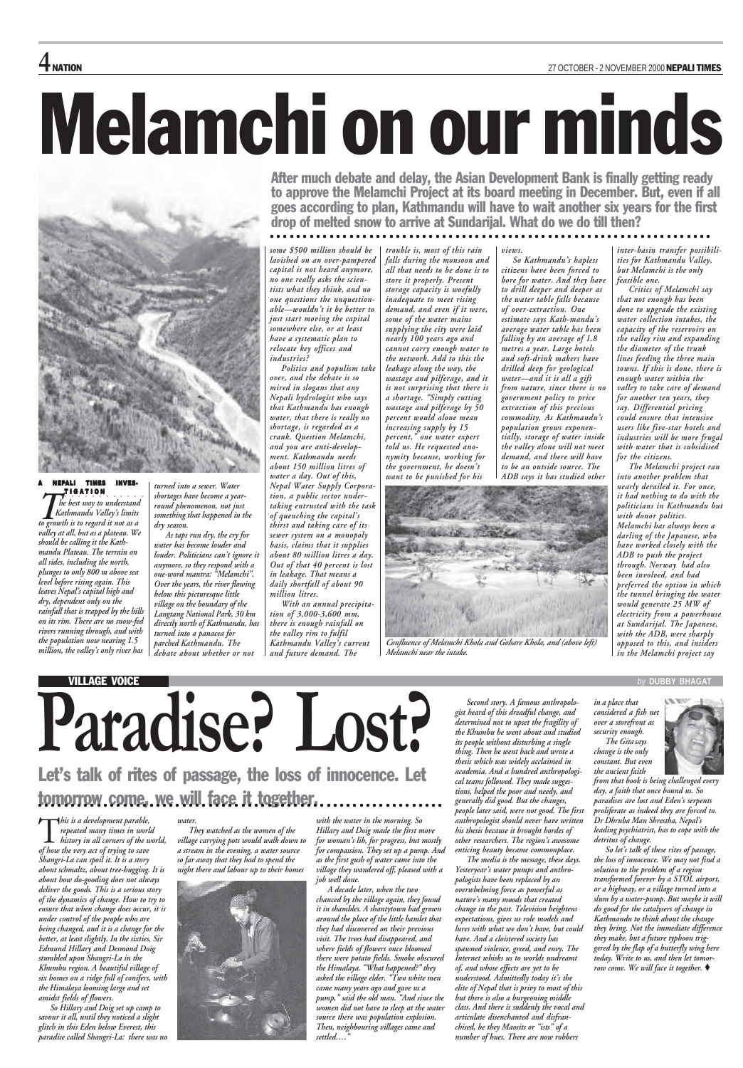# Melamchi on our minds

**After much debate and delay, the Asian Development Bank is finally getting ready to approve the Melamchi Project at its board meeting in December. But, even if all goes according to plan, Kathmandu will have to wait another six years for the first drop of melted snow to arrive at Sundarijal. What do we do till then?**

A NEPALI TIMES INVESTIGATION

*The best way to understand Kathmandu Valley's limits to growth is to regard it not as a valley at all, but as a plateau. We should be calling it the Kathmandu Plateau. The terrain on all sides, including the north, plunges to only 800 m above sea level before rising again. This leaves Nepal's capital high and dry, dependent only on the rainfall that is trapped by the hills on its rim. There are no snow-fed rivers running through, and with the population now nearing 1.5 million, the valley's only river has turned into a sewer. Water shortages have become a year-round phenomenon, not just something that happened in the dry season.*

*As taps run dry, the cry for water has become louder and louder. Politicians can't ignore it anymore, so they respond with a one-word mantra: "Melamchi". Over the years, the river flowing below this picturesque little village on the boundary of the Langtang National Park, 30 km directly north of Kathmandu, has turned into a panacea for parched Kathmandu. The debate about whether or not some $500 million should be lavished on an over-pampered capital is not heard anymore, no one really asks the scientists what they think, and no one questions the unquestionable—wouldn't it be better to just start moving the capital somewhere else, or at least have a systematic plan to relocate key offices and industries?*

*Politics and populism take over, and the debate is so mired in slogans that any Nepali hydrologist who says that Kathmandu has enough water, that there is really no shortage, is regarded as a crank. Question Melamchi, and you are anti-development. Kathmandu needs about 150 million litres of water a day. Out of this, Nepal Water Supply Corporation, a public sector undertaking entrusted with the task of quenching the capital's thirst and taking care of its sewer system on a monopoly basis, claims that it supplies about 80 million litres a day. Out of that 40 percent is lost in leakage. That means a daily shortfall of about 90 million litres.*

*With an annual precipitation of 3,000-3,600 mm, there is enough rainfall on the valley rim to fulfil Kathmandu Valley's current and future demand. The trouble is, most of this rain falls during the monsoon and all that needs to be done is to store it properly. Present storage capacity is woefully inadequate to meet rising demand, and even if it were, some of the water mains supplying the city were laid nearly 100 years ago and cannot carry enough water to the network. Add to this the leakage along the way, the wastage and pilferage, and it is not surprising that there is a shortage. "Simply cutting wastage and pilferage by 50 percent would alone mean increasing supply by 15 percent," one water expert told us. He requested anonymity because, working for the government, he doesn't want to be punished for his views.*

*So Kathmandu's hapless citizens have been forced to bore for water. And they have to drill deeper and deeper as the water table falls because of over-extraction. One estimate says Kath-mandu's average water table has been falling by an average of 1.8 metres a year. Large hotels and soft-drink makers have drilled deep for geological water—and it is all a gift from nature, since there is no government policy to price extraction of this precious commodity. As Kathmandu's population grows exponentially, storage of water inside the valley alone will not meet demand, and there will have to be an outside source. The ADB says it has studied other inter-basin transfer possibilities for Kathmandu Valley, but Melamchi is the only feasible one.*

*Critics of Melamchi say that not enough has been done to upgrade the existing water collection intakes, the capacity of the reservoirs on the valley rim and expanding the diameter of the trunk lines feeding the three main towns. If this is done, there is enough water within the valley to take care of demand for another ten years, they say. Differential pricing could ensure that intensive users like five-star hotels and industries will be more frugal with water that is subsidised for the citizens.*

*The Melamchi project ran into another problem that nearly derailed it. For once, it had nothing to do with the politicians in Kathmandu but with donor politics. Melamchi has always been a darling of the Japanese, who have worked closely with the ADB to push the project through. Norway had also been involved, and had preferred the option in which the tunnel bringing the water would generate 25 MW of electricity from a powerhouse at Sundarijal. The Japanese, with the ADB, were sharply opposed to this, and insiders in the Melamchi project say*

*Confluence of Melamchi Khola and Gohare Khola, and (above left) Melamchi near the intake.*

---

VILLAGE VOICE — *by* **DUBBY BHAGAT**

# Paradise? Lost?

**Let's talk of rites of passage, the loss of innocence. Let tomorrow come, we will face it together.**

*This is a development parable, repeated many times in world history in all corners of the world, of how the very act of trying to save Shangri-La can spoil it. It is a story about schmaltz, about tree-hugging. It is about how do-gooding does not always deliver the goods. This is a serious story of the dynamics of change. How to try to ensure that when change does occur, it is under control of the people who are being changed, and it is a change for the better, at least slightly. In the sixties, Sir Edmund Hillary and Desmond Doig stumbled upon Shangri-La in the Khumbu region. A beautiful village of six homes on a ridge full of conifers, with the Himalaya looming large and set amidst fields of flowers.*

*So Hillary and Doig set up camp to savour it all, until they noticed a slight glitch in this Eden below Everest, this paradise called Shangri-La: there was no water.*

*They watched as the women of the village carrying pots would walk down to a stream in the evening, a water source so far away that they had to spend the night there and labour up to their homes with the water in the morning. So Hillary and Doig made the first move for woman's lib, for progress, but mostly for compassion. They set up a pump. And as the first gush of water came into the village they wandered off, pleased with a job well done.*

*A decade later, when the two chanced by the village again, they found it in shambles. A shantytown had grown around the place of the little hamlet that they had discovered on their previous visit. The trees had disappeared, and where fields of flowers once bloomed there were potato fields. Smoke obscured the Himalaya. "What happened?" they asked the village elder. "Two white men came many years ago and gave us a pump," said the old man. "And since the women did not have to sleep at the water source there was population explosion. Then, neighbouring villages came and settled…."*

*Second story. A famous anthropologist heard of this dreadful change, and determined not to upset the fragility of the Khumbu he went about and studied its people without disturbing a single thing. Then he went back and wrote a thesis which was widely acclaimed in academia. And a hundred anthropological teams followed. They made suggestions, helped the poor and needy, and generally did good. But the changes, people later said, were not good. The first anthropologist should never have written his thesis because it brought hordes of other researchers. The region's awesome enticing beauty became commonplace.*

*The media is the message, these days. Yesteryear's water pumps and anthropologists have been replaced by an overwhelming force as powerful as nature's many moods that created change in the past. Television heightens expectations, gives us role models and lures with what we don't have, but could have. And a cloistered society has spawned violence, greed, and envy. The Internet whisks us to worlds undreamt of, and whose effects are yet to be understood. Admittedly today it's the elite of Nepal that is privy to most of this but there is also a burgeoning middle class. And there is suddenly the vocal and articulate disenchanted and disfranchised, be they Maosits or "ists" of a number of hues. There are now robbers in a place that considered a fish net over a storefront as security enough.*

*The Gita says change is the only constant. But even the ancient faith from that book is being challenged every day, a faith that once bound us. So paradises are lost and Eden's serpents proliferate as indeed they are forced to. Dr Dhruba Man Shrestha, Nepal's leading psychiatrist, has to cope with the detritus of change.*

*So let's talk of these rites of passage, the loss of innocence. We may not find a solution to the problem of a region transformed forever by a STOL airport, or a highway, or a village turned into a slum by a water-pump. But maybe it will do good for the catalysers of change in Kathmandu to think about the change they bring. Not the immediate difference they make, but a future typhoon triggered by the flap of a butterfly wing here today. Write to us, and then let tomorrow come. We will face it together.* ♦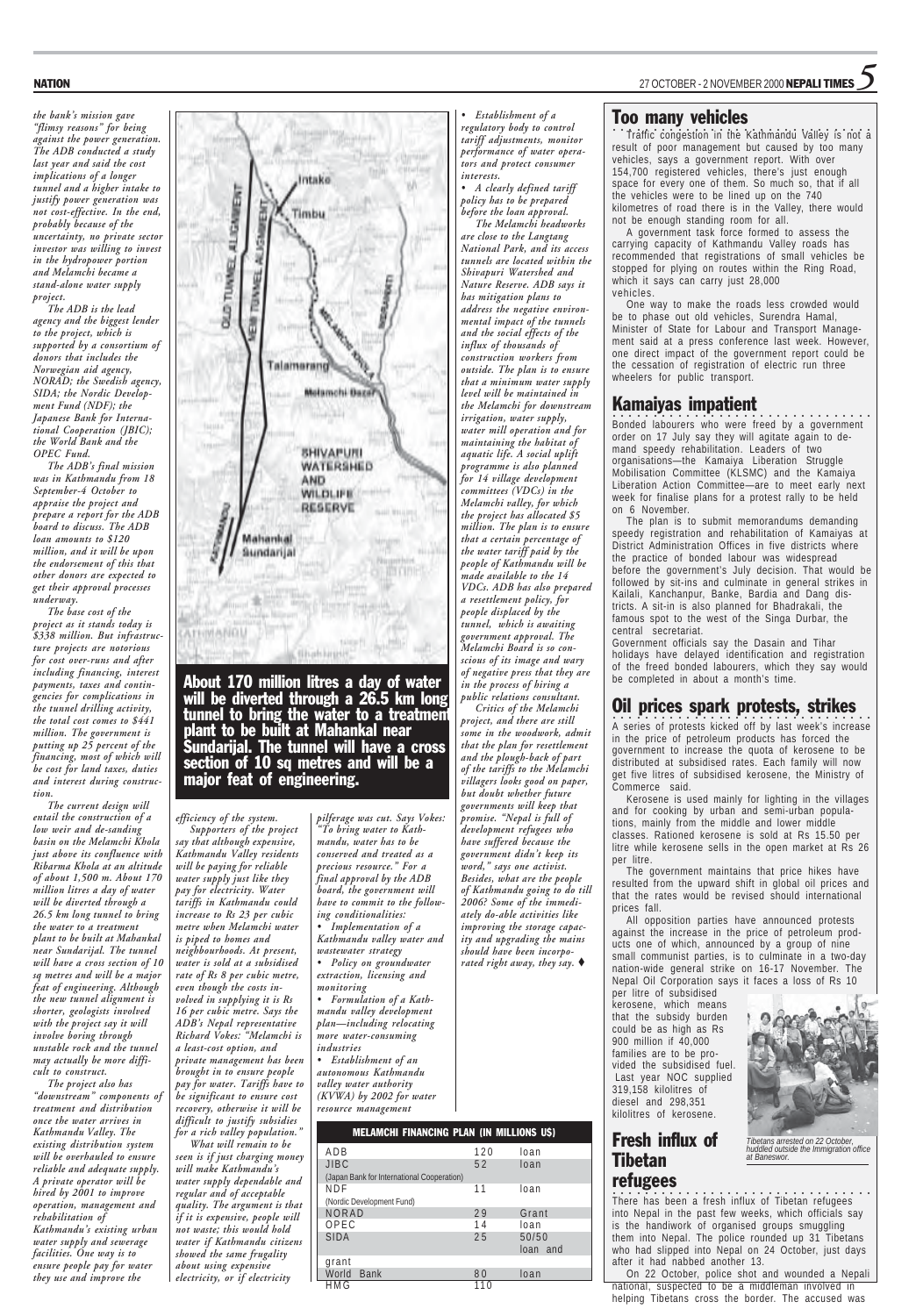the bank's mission gave "flimsy reasons" for being against the power generation. The ADB conducted a study last year and said the cost implications of a longer tunnel and a higher intake to justify power generation was not cost-effective. In the end, probably because of the uncertainty, no private sector investor was willing to invest in the hydropower portion and Melamchi became a stand-alone water supply project.

The ADB is the lead agency and the biggest lender to the project, which is supported by a consortium of donors that includes the Norwegian aid agency, NORAD; the Swedish agency, SIDA; the Nordic Development Fund (NDF); the Japanese Bank for International Cooperation (JBIC); the World Bank and the OPEC Fund.

The ADB's final mission was in Kathmandu from 18 September-4 October to appraise the project and prepare a report for the ADB board to discuss. The ADB loan amounts to $120 million, and it will be upon the endorsement of this that other donors are expected to get their approval processes underway.

The base cost of the project as it stands today is $338 million. But infrastructure projects are notorious for cost over-runs and after including financing, interest payments, taxes and contingencies for complications in the tunnel drilling activity, the total cost comes to $441 million. The government is putting up 25 percent of the financing, most of which will be cost for land taxes, duties and interest during construction.

The current design will entail the construction of a low weir and de-sanding basin on the Melamchi Khola just above its confluence with Ribarma Khola at an altitude of about 1,500 m. About 170 million litres a day of water will be diverted through a 26.5 km long tunnel to bring the water to a treatment plant to be built at Mahankal near Sundarijal. The tunnel will have a cross section of 10 sq metres and will be a major feat of engineering. Although the new tunnel alignment is shorter, geologists involved with the project say it will involve boring through unstable rock and the tunnel may actually be more difficult to construct.

The project also has "downstream" components of treatment and distribution once the water arrives in Kathmandu Valley. The existing distribution system will be overhauled to ensure reliable and adequate supply. A private operator will be hired by 2001 to improve operation, management and rehabilitation of Kathmandu's existing urban water supply and sewerage facilities. One way is to ensure people pay for water they use and improve the efficiency of the system.

Supporters of the project say that although expensive, Kathmandu Valley residents will be paying for reliable water supply just like they pay for electricity. Water tariffs in Kathmandu could increase to Rs 23 per cubic metre when Melamchi water is piped to homes and neighbourhoods. At present, water is sold at a subsidised rate of Rs 8 per cubic metre, even though the costs involved in supplying it is Rs 16 per cubic metre. Says the ADB's Nepal representative Richard Vokes: "Melamchi is a least-cost option, and private management has been brought in to ensure people pay for water. Tariffs have to be significant to ensure cost recovery, otherwise it will be difficult to justify subsidies for a rich valley population."

What will remain to be seen is if just charging money will make Kathmandu's water supply dependable and regular and of acceptable quality. The argument is that if it is expensive, people will not waste; this would hold water if Kathmandu citizens showed the same frugality about using expensive electricity, or if electricity pilferage was cut. Says Vokes: "To bring water to Kathmandu, water has to be conserved and treated as a precious resource." For a final approval by the ADB board, the government will have to commit to the following conditionalities:

- Implementation of a Kathmandu valley water and wastewater strategy
- Policy on groundwater extraction, licensing and monitoring
- Formulation of a Kathmandu valley development plan—including relocating more water-consuming industries
- Establishment of an autonomous Kathmandu valley water authority (KVWA) by 2002 for water resource management
- Establishment of a regulatory body to control tariff adjustments, monitor performance of water operators and protect consumer interests.
- A clearly defined tariff policy has to be prepared before the loan approval.

The Melamchi headworks are close to the Langtang National Park, and its access tunnels are located within the Shivapuri Watershed and Nature Reserve. ADB says it has mitigation plans to address the negative environmental impact of the tunnels and the social effects of the influx of thousands of construction workers from outside. The plan is to ensure that a minimum water supply level will be maintained in the Melamchi for downstream irrigation, water supply, water mill operation and for maintaining the habitat of aquatic life. A social uplift programme is also planned for 14 village development committees (VDCs) in the Melamchi valley, for which the project has allocated $5 million. The plan is to ensure that a certain percentage of the water tariff paid by the people of Kathmandu will be made available to the 14 VDCs. ADB has also prepared a resettlement policy, for people displaced by the tunnel, which is awaiting government approval. The Melamchi Board is so conscious of its image and wary of negative press that they are in the process of hiring a public relations consultant.

Critics of the Melamchi project, and there are still some in the woodwork, admit that the plan for resettlement and the plough-back of part of the tariffs to the Melamchi villagers looks good on paper, but doubt whether future governments will keep that promise. "Nepal is full of development refugees who have suffered because the government didn't keep its word," says one activist. Besides, what are the people of Kathmandu going to do till 2006? Some of the immediately do-able activities like improving the storage capacity and upgrading the mains should have been incorporated right away, they say. ♦

About 170 million litres a day of water will be diverted through a 26.5 km long tunnel to bring the water to a treatment plant to be built at Mahankal near Sundarijal. The tunnel will have a cross section of 10 sq metres and will be a major feat of engineering.

**MELAMCHI FINANCING PLAN (IN MILLIONS US$)**

| | | |
|---|---|---|
| ADB | 120 | loan |
| JIBC (Japan Bank for International Cooperation) | 52 | loan |
| NDF (Nordic Development Fund) | 11 | loan |
| NORAD | 29 | Grant |
| OPEC | 14 | loan |
| SIDA | 25 | 50/50 loan and grant |
| World Bank | 80 | loan |
| HMG | 110 | |

## Too many vehicles

Traffic congestion in the Kathmandu Valley is not a result of poor management but caused by too many vehicles, says a government report. With over 154,700 registered vehicles, there's just enough space for every one of them. So much so, that if all the vehicles were to be lined up on the 740 kilometres of road there is in the Valley, there would not be enough standing room for all.

A government task force formed to assess the carrying capacity of Kathmandu Valley roads has recommended that registrations of small vehicles be stopped for plying on routes within the Ring Road, which it says can carry just 28,000 vehicles.

One way to make the roads less crowded would be to phase out old vehicles, Surendra Hamal, Minister of State for Labour and Transport Management said at a press conference last week. However, one direct impact of the government report could be the cessation of registration of electric run three wheelers for public transport.

## Kamaiyas impatient

Bonded labourers who were freed by a government order on 17 July say they will agitate again to demand speedy rehabilitation. Leaders of two organisations—the Kamaiya Liberation Struggle Mobilisation Committee (KLSMC) and the Kamaiya Liberation Action Committee—are to meet early next week for finalise plans for a protest rally to be held on 6 November.

The plan is to submit memorandums demanding speedy registration and rehabilitation of Kamaiyas at District Administration Offices in five districts where the practice of bonded labour was widespread before the government's July decision. That would be followed by sit-ins and culminate in general strikes in Kailali, Kanchanpur, Banke, Bardia and Dang districts. A sit-in is also planned for Bhadrakali, the famous spot to the west of the Singa Durbar, the central secretariat.

Government officials say the Dasain and Tihar holidays have delayed identification and registration of the freed bonded labourers, which they say would be completed in about a month's time.

## Oil prices spark protests, strikes

A series of protests kicked off by last week's increase in the price of petroleum products has forced the government to increase the quota of kerosene to be distributed at subsidised rates. Each family will now get five litres of subsidised kerosene, the Ministry of Commerce said.

Kerosene is used mainly for lighting in the villages and for cooking by urban and semi-urban populations, mainly from the middle and lower middle classes. Rationed kerosene is sold at Rs 15.50 per litre while kerosene sells in the open market at Rs 26 per litre.

The government maintains that price hikes have resulted from the upward shift in global oil prices and that the rates would be revised should international prices fall.

All opposition parties have announced protests against the increase in the price of petroleum products one of which, announced by a group of nine small communist parties, is to culminate in a two-day nation-wide general strike on 16-17 November. The Nepal Oil Corporation says it faces a loss of Rs 10 per litre of subsidised kerosene, which means that the subsidy burden could be as high as Rs 900 million if 40,000 families are to be provided the subsidised fuel. Last year NOC supplied 319,158 kilolitres of diesel and 298,351 kilolitres of kerosene.

*Tibetans arrested on 22 October, huddled outside the Immigration office at Baneswor.*

## Fresh influx of Tibetan refugees

There has been a fresh influx of Tibetan refugees into Nepal in the past few weeks, which officials say is the handiwork of organised groups smuggling them into Nepal. The police rounded up 31 Tibetans who had slipped into Nepal on 24 October, just days after it had nabbed another 13.

On 22 October, police shot and wounded a Nepali national, suspected to be a middleman involved in helping Tibetans cross the border. The accused was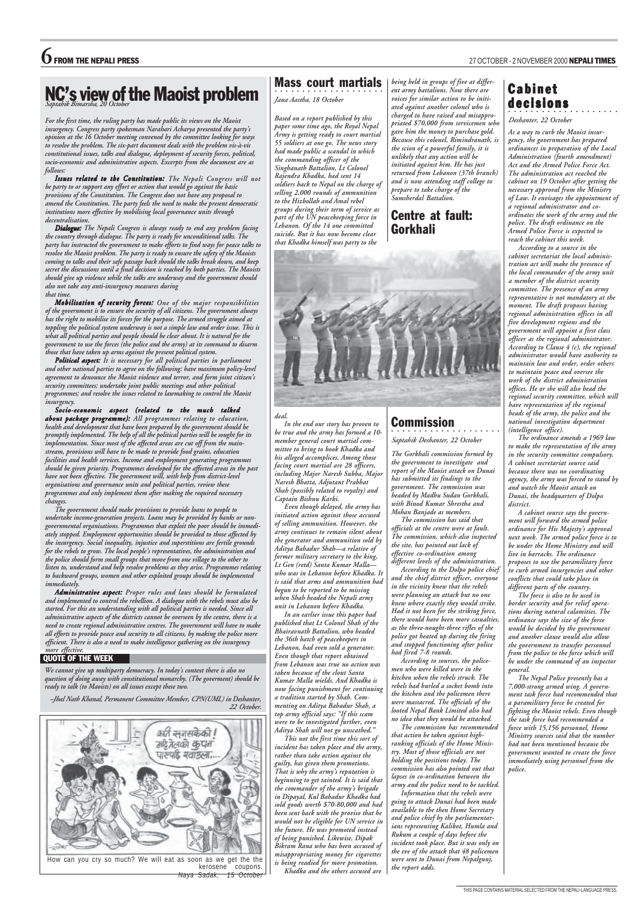# NC's view of the Maoist problem

*Saptahik Bimarsha, 20 October*

*For the first time, the ruling party has made public its views on the Maoist insurgency. Congress party spokesman Narahari Acharya presented the party's opinion at the 16 October meeting convened by the committee looking for ways to resolve the problem. The six-part document deals with the problem vis-à-vis constitutional issues, talks and dialogue, deployment of security forces, political, socio-economic and administrative aspects. Excerpts from the document are as follows:*

***Issues related to the Constitution:*** *The Nepali Congress will not be party to or support any effort or action that would go against the basic provisions of the Constitution. The Congress does not have any proposal to amend the Constitution. The party feels the need to make the present democratic institutions more effective by mobilising local governance units through decentralisation.*

***Dialogue:*** *The Nepali Congress is always ready to end any problem facing the country through dialogue. The party is ready for unconditional talks. The party has instructed the government to make efforts to find ways for peace talks to resolve the Maoist problem. The party is ready to ensure the safety of the Maoists coming to talks and their safe passage back should the talks break down, and keep secret the discussions until a final decision is reached by both parties. The Maoists should give up violence while the talks are underway and the government should also not take any anti-insurgency measures during that time.*

***Mobilisation of security forces:*** *One of the major responsibilities of the government is to ensure the security of all citizens. The government always has the right to mobilise its forces for the purpose. The armed struggle aimed at toppling the political system underway is not a simple law and order issue. This is what all political parties and people should be clear about. It is natural for the government to use the forces (the police and the army) at its command to disarm those that have taken up arms against the present political system.*

***Political aspect:*** *It is necessary for all political parties in parliament and other national parties to agree on the following: have maximum policy-level agreement to denounce the Maoist violence and terror, and form joint citizen's security committees; undertake joint public meetings and other political programmes; and resolve the issues related to lawmaking to control the Maoist insurgency.*

***Socio-economic aspect (related to the much talked about package programme):*** *All programmes relating to education, health and development that have been prepared by the government should be promptly implemented. The help of all the political parties will be sought for its implementation. Since most of the affected areas are cut off from the mainstream, provisions will have to be made to provide food grains, education facilities and health services. Income and employment generating programmes should be given priority. Programmes developed for the affected areas in the past have not been effective. The government will, with help from district-level organisations and governance units and political parties, review these programmes and only implement them after making the required necessary changes.*

*The government should make provisions to provide loans to people to undertake income-generation projects. Loans may be provided by banks or non-governmental organisations. Programmes that exploit the poor should be immediately stopped. Employment opportunities should be provided to those affected by the insurgency. Social inequality, injustice and superstitions are fertile grounds for the rebels to grow. The local people's representatives, the administration and the police should form small groups that move from one village to the other to listen to, understand and help resolve problems as they arise. Programmes relating to backward groups, women and other exploited groups should be implemented immediately.*

***Administrative aspect:*** *Proper rules and laws should be formulated and implemented to control the rebellion. A dialogue with the rebels must also be started. For this an understanding with all political parties is needed. Since all administrative aspects of the districts cannot be overseen by the centre, there is a need to create regional administrative centres. The government will have to make all efforts to provide peace and security to all citizens, by making the police more efficient. There is also a need to make intelligence gathering on the insurgency more effective.*

## QUOTE OF THE WEEK

*We cannot give up multiparty democracy. In today's context there is also no question of doing away with constitutional monarchy. (The government) should be ready to talk (to Maoists) on all issues except these two.*

*–Jhal Nath Khanal, Permanent Committee Member, CPN(UML) in Deshanter, 22 October.*

How can you cry so much? We will eat as soon as we get the the kerosene coupons.
*Naya Sadak, 15 October*

## Mass court martials

*Jana Aastha, 18 October*

*Based on a report published by this paper some time ago, the Royal Nepal Army is getting ready to court martial 55 soldiers at one go. The news story had made public a scandal in which the commanding officer of the Singhanath Battalion, Lt Colonel Rajendra Khadka, had sent 14 soldiers back to Nepal on the charge of selling 2,000 rounds of ammunition to the Hizbollah and Amal rebel groups during their term of service as part of the UN peacekeeping force in Lebanon. Of the 14 one committed suicide. But it has now become clear that Khadka himself was party to the deal.*

*In the end our story has proven to be true and the army has formed a 10-member general court martial committee to bring to book Khadka and his alleged accomplices. Among those facing court martial are 28 officers, including Major Naresh Subba, Major Naresh Bhatta, Adjutant Prabhat Shah (possibly related to royalty) and Captain Bishnu Karki.*

*Even though delayed, the army has initiated action against those accused of selling ammunition. However, the army continues to remain silent about the generator and ammunition sold by Aditya Bahadur Shah—a relative of former military secretary to the king, Lt Gen (retd) Santa Kumar Malla—who was in Lebanon before Khadka. It is said that arms and ammunition had begun to be reported to be missing when Shah headed the Nepali army unit in Lebanon before Khadka.*

*In an earlier issue this paper had published that Lt Colonel Shah of the Bhairavnath Battalion, who headed the 36th batch of peacekeepers in Lebanon, had even sold a generator. Even though that report obtained from Lebanon was true no action was taken because of the clout Santa Kumar Malla wields. And Khadka is now facing punishment for continuing a tradition started by Shah. Commenting on Aditya Bahadur Shah, a top army official says: "If this scam were to be investigated further, even Aditya Shah will not go unscathed."*

*This not the first time this sort of incident has taken place and the army, rather than take action against the guilty, has given them promotions. That is why the army's reputation is beginning to get tainted. It is said that the commander of the army's brigade in Dipayal, Kul Bahadur Khadka had sold goods worth \$70-80,000 and had been sent back with the proviso that he would not be eligible for UN service in the future. He was promoted instead of being punished. Likewise, Dipak Bikram Rana who has been accused of misappropriating money for cigarettes is being readied for more promotion.*

*Khadka and the others accused are being held in groups of five at different army battalions. Now there are voices for similar action to be initiated against another colonel who is charged to have raised and misappropriated \$70,000 from servicemen who gave him the money to purchase gold. Because this colonel, Rimindranath, is the scion of a powerful family, it is unlikely that any action will be initiated against him. He has just returned from Lebanon (37th branch) and is now attending staff college to prepare to take charge of the Sumsherdal Battalion.*

## Centre at fault: Gorkhali

## Commission

*Saptahik Deshanter, 22 October*

*The Gorkhali commission formed by the government to investigate and report of the Maoist attack on Dunai has submitted its findings to the government. The commission was headed by Madhu Sudan Gorkhali, with Binod Kumar Shrestha and Mohan Banjade as members.*

*The commission has said that officials at the centre were at fault. The commission, which also inspected the site, has pointed out lack of effective co-ordination among different levels of the administration.*

*According to the Dolpo police chief and the chief district officer, everyone in the vicinity knew that the rebels were planning an attack but no one knew where exactly they would strike. Had it not been for the striking force, there would have been more casualties, as the three-nought-three rifles of the police got heated up during the firing and stopped functioning after police had fired 7-8 rounds.*

*According to sources, the policemen who were killed were in the kitchen when the rebels struck. The rebels had hurled a socket bomb into the kitchen and the policemen there were massacred. The officials of the looted Nepal Bank Limited also had no idea that they would be attacked.*

*The commission has recommended that action be taken against high-ranking officials of the Home Ministry. Most of those officials are not holding the positions today. The commission has also pointed out that lapses in co-ordination between the army and the police need to be tackled.*

*Information that the rebels were going to attack Dunai had been made available to the then Home Secretary and police chief by the parliamentarians representing Kalikot, Humla and Rukum a couple of days before the incident took place. But it was only on the eve of the attack that 48 policemen were sent to Dunai from Nepalgunj, the report adds.*

## Cabinet decisions

*Deshanter, 22 October*

*As a way to curb the Maoist insurgency, the government has prepared ordinances in preparation of the Local Administration (fourth amendment) Act and the Armed Police Force Act. The administration act reached the cabinet on 19 October after getting the necessary approval from the Ministry of Law. It envisages the appointment of a regional administrator and co-ordinates the work of the army and the police. The draft ordinance on the Armed Police Force is expected to reach the cabinet this week.*

*According to a source in the cabinet secretariat the local administration act will make the presence of the local commander of the army unit a member of the district security committee. The presence of an army representative is not mandatory at the moment. The draft proposes having regional administration offices in all five development regions and the government will appoint a first class officer as the regional administrator. According to Clause 4 (c), the regional administrator would have authority to maintain law and order, order others to maintain peace and oversee the work of the district administration offices. He or she will also head the regional security committee, which will have representation of the regional heads of the army, the police and the national investigation department (intelligence office).*

*The ordinance amends a 1969 law to make the representation of the army in the security committee compulsory. A cabinet secretariat source said because there was no coordinating agency, the army was forced to stand by and watch the Maoist attack on Dunai, the headquarters of Dolpo district.*

*A cabinet source says the government will forward the armed police ordinance for His Majesty's approval next week. The armed police force is to be under the Home Ministry and will live in barracks. The ordinance proposes to use the paramilitary force to curb armed insurgencies and other conflicts that could take place in different parts of the country.*

*The force is also to be used in border security and for relief operations during natural calamities. The ordinance says the size of the force would be decided by the government and another clause would also allow the government to transfer personnel from the police to the force which will be under the command of an inspector general.*

*The Nepal Police presently has a 7,000-strong armed wing. A government task force had recommended that a paramilitary force be created for fighting the Maoist rebels. Even though the task force had recommended a force with 15,156 personnel, Home Ministry sources said that the number had not been mentioned because the government wanted to create the force immediately using personnel from the police.*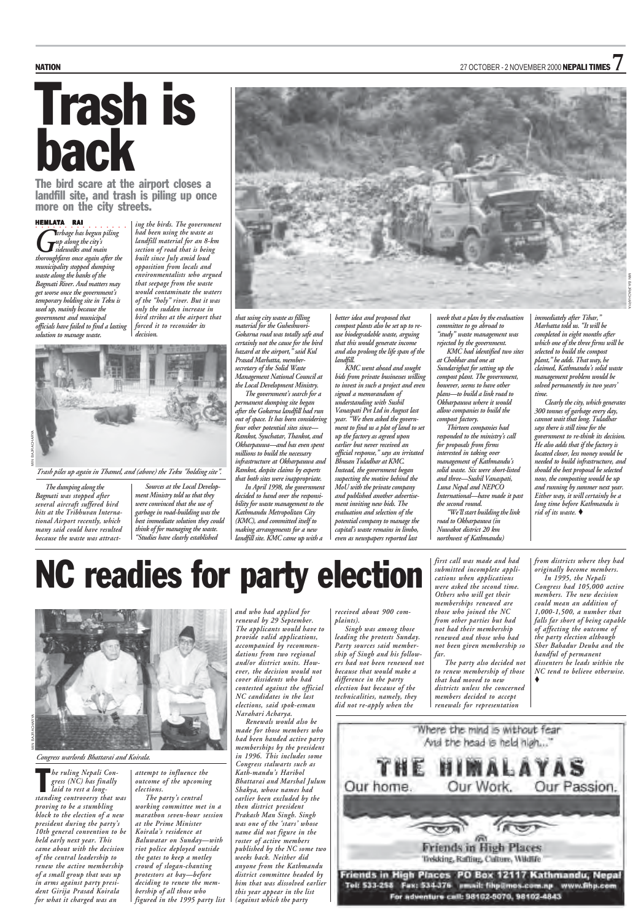# Trash is back

**The bird scare at the airport closes a landfill site, and trash is piling up once more on the city streets.**

HEMLATA RAI

*Garbage has begun piling up along the city's sidewalks and main thoroughfares once again after the municipality stopped dumping waste along the banks of the Bagmati River. And matters may get worse once the government's temporary holding site in Teku is used up, mainly because the government and municipal officials have failed to find a lasting solution to manage waste.*

*The dumping along the Bagmati was stopped after several aircraft suffered bird hits at the Tribhuvan International Airport recently, which many said could have resulted because the waste was attracting the birds. The government had been using the waste as landfill material for an 8-km section of road that is being built since July amid loud opposition from locals and environmentalists who argued that seepage from the waste would contaminate the waters of the "holy" river. But it was only the sudden increase in bird strikes at the airport that forced it to reconsider its decision.*

*Sources at the Local Development Ministry told us that they were convinced that the use of garbage in road-building was the best immediate solution they could think of for managing the waste. "Studies have clearly established that using city waste as filling material for the Guheshwori-Gokarna road was totally safe and certainly not the cause for the bird hazard at the airport," said Kul Prasad Marhatta, member-secretary of the Solid Waste Management National Council at the Local Development Ministry.*

*The government's search for a permanent dumping site began after the Gokarna landfill had run out of space. It has been considering four other potential sites since—Ramkot, Syuchatar, Thankot, and Okharpauwa—and has even spent millions to build the necessary infrastructure at Okharpauwa and Ramkot, despite claims by experts that both sites were inappropriate.*

*In April 1998, the government decided to hand over the responsibility for waste management to the Kathmandu Metropolitan City (KMC), and committed itself to making arrangements for a new landfill site. KMC came up with a better idea and proposed that compost plants also be set up to re-use biodegradable waste, arguing that this would generate income and also prolong the life span of the landfill.*

*KMC went ahead and sought bids from private businesses willing to invest in such a project and even signed a memorandum of understanding with Sushil Vanaspati Pvt Ltd in August last year. "We then asked the government to find us a plot of land to set up the factory as agreed upon earlier but never received an official response," says an irritated Bhusan Tuladhar at KMC. Instead, the government began suspecting the motive behind the MoU with the private company and published another advertisement inviting new bids. The evaluation and selection of the potential company to manage the capital's waste remains in limbo, even as newspapers reported last week that a plan by the evaluation committee to go abroad to "study" waste management was rejected by the government.*

*KMC had identified two sites at Chobhar and one at Sundarighat for setting up the compost plant. The government, however, seems to have other plans—to build a link road to Okharpauwa where it would allow companies to build the compost factory.*

*Thirteen companies had responded to the ministry's call for proposals from firms interested in taking over management of Kathmandu's solid waste. Six were short-listed and three—Sushil Vanaspati, Luna Nepal and NEPCO International—have made it past the second round.*

*"We'll start building the link road to Okharpauwa (in Nuwakot district 20 km northwest of Kathmandu) immediately after Tihar," Marhatta told us. "It will be completed in eight months after which one of the three firms will be selected to build the compost plant," he adds. That way, he claimed, Kathmandu's solid waste management problem would be solved permanently in two years' time.*

*Clearly the city, which generates 300 tonnes of garbage every day, cannot wait that long. Tuladhar says there is still time for the government to re-think its decision. He also adds that if the factory is located closer, less money would be needed to build infrastructure, and should the best proposal be selected now, the composting would be up and running by summer next year. Either way, it will certainly be a long time before Kathmandu is rid of its waste.* ♦

*Trash piles up again in Thamel, and (above) the Teku "holding site".*

# NC readies for party election

*Congress warlords Bhattarai and Koirala.*

*The ruling Nepali Congress (NC) has finally laid to rest a long-standing controversy that was proving to be a stumbling block to the election of a new president during the party's 10th general convention to be held early next year. This came about with the decision of the central leadership to renew the active membership of a small group that was up in arms against party president Girija Prasad Koirala for what it charged was an attempt to influence the outcome of the upcoming elections.*

*The party's central working committee met in a marathon seven-hour session at the Prime Minister Koirala's residence at Baluwatar on Sunday—with riot police deployed outside the gates to keep a motley crowd of slogan-chanting protestors at bay—before deciding to renew the membership of all those who figured in the 1995 party list and who had applied for renewal by 29 September. The applicants would have to provide valid applications, accompanied by recommendations from two regional and/or district units. However, the decision would not cover dissidents who had contested against the official NC candidates in the last elections, said spokesman Narahari Acharya.*

*Renewals would also be made for those members who had been handed active party memberships by the president in 1996. This includes some Congress stalwarts such as Kathmandu's Haribol Bhattarai and Marshal Julum Shakya, whose names had earlier been excluded by the then district president Prakash Man Singh. Singh was one of the 'stars' whose name did not figure in the roster of active members published by the NC some two weeks back. Neither did anyone from the Kathmandu district committee headed by him that was dissolved earlier this year appear in the list (against which the party received about 900 complaints).*

*Singh was among those leading the protests Sunday. Party sources said membership of Singh and his followers had not been renewed not because that would make a difference in the party election but because of the technicalities, namely, they did not re-apply when the first call was made and had submitted incomplete applications when applications were asked the second time. Others who will get their memberships renewed are those who joined the NC from other parties but had not had their membership renewed and those who had not been given membership so far.*

*The party also decided not to renew membership of those that had moved to new districts unless the concerned members decided to accept renewals for representation from districts where they had originally become members.*

*In 1995, the Nepali Congress had 105,000 active members. The new decision could mean an addition of 1,000-1,500, a number that falls far short of being capable of affecting the outcome of the party election although Sher Bahadur Deuba and the handful of permanent dissenters he leads within the NC tend to believe otherwise.* ♦

"Where the mind is without fear
And the head is held high..."

THE HIMALAYAS
Our home. Our Work. Our Passion.

Friends in High Places
Trekking, Rafting, Culture, Wildlife

Friends in High Places PO Box 12117 Kathmandu, Nepal
Tel: 533-258 Fax: 534-376 email: fihp@mos.com.np www.fihp.com
For adventure call: 98102-5070, 98102-4843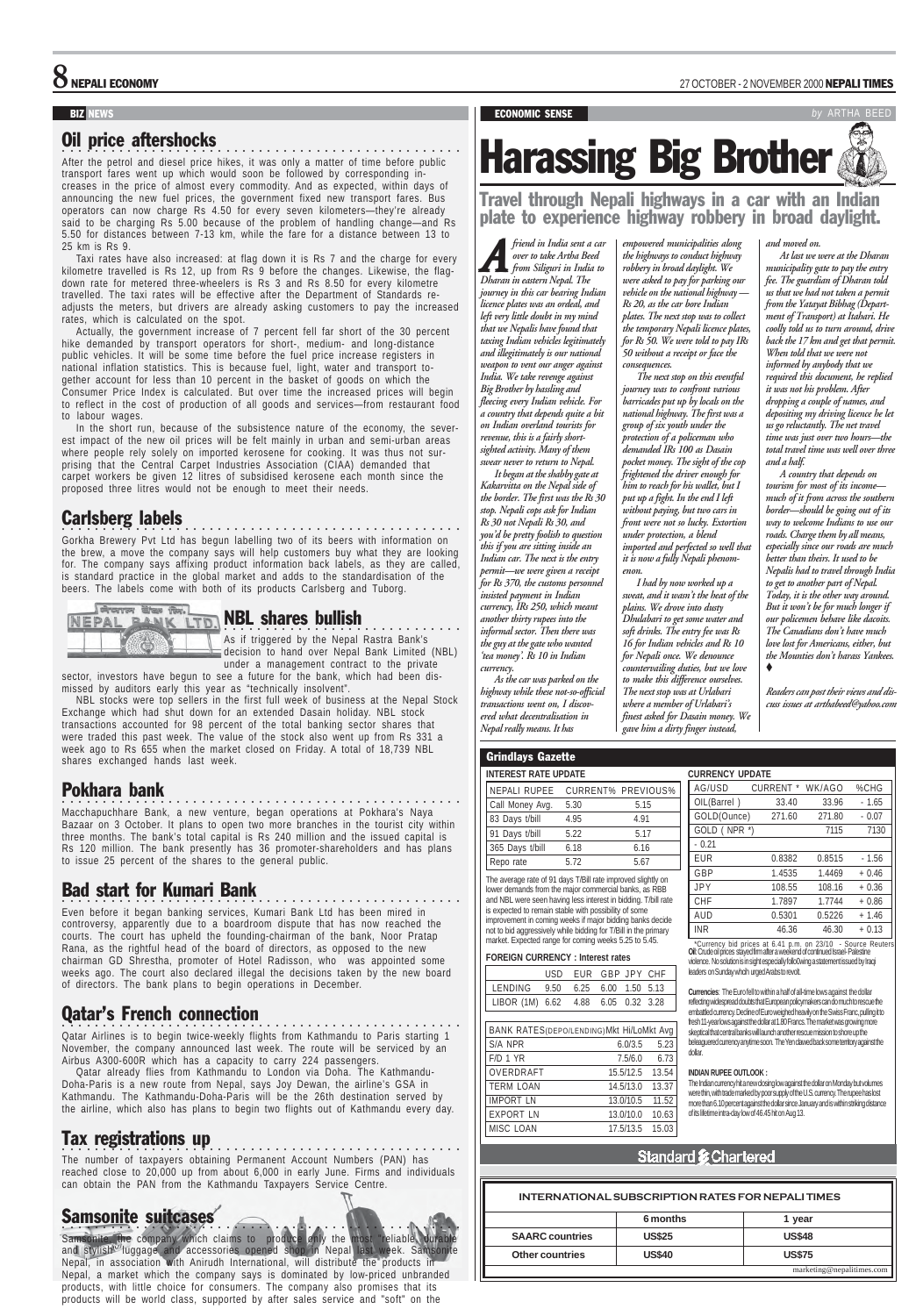## BIZ NEWS

### Oil price aftershocks

After the petrol and diesel price hikes, it was only a matter of time before public transport fares went up which would soon be followed by corresponding increases in the price of almost every commodity. And as expected, within days of announcing the new fuel prices, the government fixed new transport fares. Bus operators can now charge Rs 4.50 for every seven kilometers—they're already said to be charging Rs 5.00 because of the problem of handling change—and Rs 5.50 for distances between 7-13 km, while the fare for a distance between 13 to 25 km is Rs 9.

Taxi rates have also increased: at flag down it is Rs 7 and the charge for every kilometre travelled is Rs 12, up from Rs 9 before the changes. Likewise, the flag-down rate for metered three-wheelers is Rs 3 and Rs 8.50 for every kilometre travelled. The taxi rates will be effective after the Department of Standards re-adjusts the meters, but drivers are already asking customers to pay the increased rates, which is calculated on the spot.

Actually, the government increase of 7 percent fell far short of the 30 percent hike demanded by transport operators for short-, medium- and long-distance public vehicles. It will be some time before the fuel price increase registers in national inflation statistics. This is because fuel, light, water and transport together account for less than 10 percent in the basket of goods on which the Consumer Price Index is calculated. But over time the increased prices will begin to reflect in the cost of production of all goods and services—from restaurant food to labour wages.

In the short run, because of the subsistence nature of the economy, the severest impact of the new oil prices will be felt mainly in urban and semi-urban areas where people rely solely on imported kerosene for cooking. It was thus not surprising that the Central Carpet Industries Association (CIAA) demanded that carpet workers be given 12 litres of subsidised kerosene each month since the proposed three litres would not be enough to meet their needs.

### Carlsberg labels

Gorkha Brewery Pvt Ltd has begun labelling two of its beers with information on the brew, a move the company says will help customers buy what they are looking for. The company says affixing product information back labels, as they are called, is standard practice in the global market and adds to the standardisation of the beers. The labels come with both of its products Carlsberg and Tuborg.

### NBL shares bullish

As if triggered by the Nepal Rastra Bank's decision to hand over Nepal Bank Limited (NBL) under a management contract to the private sector, investors have begun to see a future for the bank, which had been dismissed by auditors early this year as "technically insolvent".

NBL stocks were top sellers in the first full week of business at the Nepal Stock Exchange which had shut down for an extended Dasain holiday. NBL stock transactions accounted for 98 percent of the total banking sector shares that were traded this past week. The value of the stock also went up from Rs 331 a week ago to Rs 655 when the market closed on Friday. A total of 18,739 NBL shares exchanged hands last week.

### Pokhara bank

Macchapuchhare Bank, a new venture, began operations at Pokhara's Naya Bazaar on 3 October. It plans to open two more branches in the tourist city within three months. The bank's total capital is Rs 240 million and the issued capital is Rs 120 million. The bank presently has 36 promoter-shareholders and has plans to issue 25 percent of the shares to the general public.

### Bad start for Kumari Bank

Even before it began banking services, Kumari Bank Ltd has been mired in controversy, apparently due to a boardroom dispute that has now reached the courts. The court has upheld the founding-chairman of the bank, Noor Pratap Rana, as the rightful head of the board of directors, as opposed to the new chairman GD Shrestha, promoter of Hotel Radisson, who was appointed some weeks ago. The court also declared illegal the decisions taken by the new board of directors. The bank plans to begin operations in December.

### Qatar's French connection

Qatar Airlines is to begin twice-weekly flights from Kathmandu to Paris starting 1 November, the company announced last week. The route will be serviced by an Airbus A300-600R which has a capacity to carry 224 passengers.

Qatar already flies from Kathmandu to London via Doha. The Kathmandu-Doha-Paris is a new route from Nepal, says Joy Dewan, the airline's GSA in Kathmandu. The Kathmandu-Doha-Paris will be the 26th destination served by the airline, which also has plans to begin two flights out of Kathmandu every day.

### Tax registrations up

The number of taxpayers obtaining Permanent Account Numbers (PAN) has reached close to 20,000 up from about 6,000 in early June. Firms and individuals can obtain the PAN from the Kathmandu Taxpayers Service Centre.

### Samsonite suitcases

Samsonite, the company which claims to produce only the most "reliable, durable and stylish" luggage and accessories opened shop in Nepal last week. Samsonite Nepal, in association with Anirudh International, will distribute the products in Nepal, a market which the company says is dominated by low-priced unbranded products, with little choice for consumers. The company also promises that its products will be world class, supported by after sales service and "soft" on the

## ECONOMIC SENSE

*by* ARTHA BEED

# Harassing Big Brother

**Travel through Nepali highways in a car with an Indian plate to experience highway robbery in broad daylight.**

*A friend in India sent a car over to take Artha Beed from Siliguri in India to Dharan in eastern Nepal. The journey in this car bearing Indian licence plates was an ordeal, and left very little doubt in my mind that we Nepalis have found that taxing Indian vehicles legitimately and illegitimately is our national weapon to vent our anger against India. We take revenge against Big Brother by hassling and fleecing every Indian vehicle. For a country that depends quite a bit on Indian overland tourists for revenue, this is a fairly short-sighted activity. Many of them swear never to return to Nepal.*

*It began at the shabby gate at Kakarvitta on the Nepal side of the border. The first was the Rs 30 stop. Nepali cops ask for Indian Rs 30 not Nepali Rs 30, and you'd be pretty foolish to question this if you are sitting inside an Indian car. The next is the entry permit—we were given a receipt for Rs 370, the customs personnel insisted payment in Indian currency, IRs 250, which meant another thirty rupees into the informal sector. Then there was the guy at the gate who wanted 'tea money'. Rs 10 in Indian currency.*

*As the car was parked on the highway while these not-so-official transactions went on, I discovered what decentralisation in Nepal really means. It has empowered municipalities along the highways to conduct highway robbery in broad daylight. We were asked to pay for parking our vehicle on the national highway—Rs 20, as the car bore Indian plates. The next stop was to collect the temporary Nepali licence plates, for Rs 50. We were told to pay IRs 50 without a receipt or face the consequences.*

*The next stop on this eventful journey was to confront various barricades put up by locals on the national highway. The first was a group of six youth under the protection of a policeman who demanded IRs 100 as Dasain pocket money. The sight of the cop frightened the driver enough for him to reach for his wallet, but I put up a fight. In the end I left without paying, but two cars in front were not so lucky. Extortion under protection, a blend imported and perfected so well that it is now a fully Nepali phenomenon.*

*I had by now worked up a sweat, and it wasn't the heat of the plains. We drove into dusty Dhulabari to get some water and soft drinks. The entry fee was Rs 16 for Indian vehicles and Rs 10 for Nepali once. We denounce countervailing duties, but we love to make this difference ourselves. The next stop was at Urlabari where a member of Urlabari's finest asked for Dasain money. We gave him a dirty finger instead, and moved on.*

*At last we were at the Dharan municipality gate to pay the entry fee. The guardian of Dharan told us that we had not taken a permit from the Yatayat Bibhag (Department of Transport) at Itahari. He coolly told us to turn around, drive back the 17 km and get that permit. When told that we were not informed by anybody that we required this document, he replied it was not his problem. After dropping a couple of names, and depositing my driving licence he let us go reluctantly. The net travel time was just over two hours—the total travel time was well over three and a half.*

*A country that depends on tourism for most of its income—much of it from across the southern border—should be going out of its way to welcome Indians to use our roads. Charge them by all means, especially since our roads are much better than theirs. It used to be Nepalis had to travel through India to get to another part of Nepal. Today, it is the other way around. But it won't be for much longer if our policemen behave like dacoits. The Canadians don't have much love lost for Americans, either, but the Mounties don't harass Yankees.* ♦

*Readers can post their views and discuss issues at arthabeed@yahoo.com*

## Grindlays Gazette

**INTEREST RATE UPDATE**

| NEPALI RUPEE | CURRENT% | PREVIOUS% |
|---|---|---|
| Call Money Avg. | 5.30 | 5.15 |
| 83 Days t/bill | 4.95 | 4.91 |
| 91 Days t/bill | 5.22 | 5.17 |
| 365 Days t/bill | 6.18 | 6.16 |
| Repo rate | 5.72 | 5.67 |

The average rate of 91 days T/Bill rate improved slightly on lower demands from the major commercial banks, as RBB and NBL were seen having less interest in bidding. T/bill rate is expected to remain stable with possibility of some improvement in coming weeks if major bidding banks decide not to bid aggressively while bidding for T/Bill in the primary market. Expected range for coming weeks 5.25 to 5.45.

**FOREIGN CURRENCY : Interest rates**

| | USD | EUR | GBP | JPY | CHF |
|---|---|---|---|---|---|
| LENDING | 9.50 | 6.25 | 6.00 | 1.50 | 5.13 |
| LIBOR (1M) | 6.62 | 4.88 | 6.05 | 0.32 | 3.28 |

| BANK RATES(DEPO/LENDING) | Mkt Hi/LoMkt | Avg |
|---|---|---|
| S/A NPR | 6.0/3.5 | 5.23 |
| F/D 1 YR | 7.5/6.0 | 6.73 |
| OVERDRAFT | 15.5/12.5 | 13.54 |
| TERM LOAN | 14.5/13.0 | 13.37 |
| IMPORT LN | 13.0/10.5 | 11.52 |
| EXPORT LN | 13.0/10.0 | 10.63 |
| MISC LOAN | 17.5/13.5 | 15.03 |

**CURRENCY UPDATE**

| AG/USD | CURRENT * | WK/AGO | %CHG |
|---|---|---|---|
| OIL(Barrel ) | 33.40 | 33.96 | - 1.65 |
| GOLD(Ounce) | 271.60 | 271.80 | - 0.07 |
| GOLD ( NPR *) | | 7115 | 7130 |
| - 0.21 | | | |
| EUR | 0.8382 | 0.8515 | - 1.56 |
| GBP | 1.4535 | 1.4469 | + 0.46 |
| JPY | 108.55 | 108.16 | + 0.36 |
| CHF | 1.7897 | 1.7744 | + 0.86 |
| AUD | 0.5301 | 0.5226 | + 1.46 |
| INR | 46.36 | 46.30 | + 0.13 |

*Currency bid prices at 6.41 p.m. on 23/10 - Source Reuters

**Oil:** Crude oil prices stayed firm after a weekend of continued Israeli-Palestine violence. No solution is in sight especially following a statement issued by Iraqi leaders on Sunday which urged Arabs to revolt.

**Currencies:** The Euro fell to within a half of all-time lows against the dollar reflecting widespread doubts that European policymakers can do much to rescue the embattled currency. Decline of Euro weighed heavily on the Swiss Franc, pulling it to fresh 11-year lows against the dollar at 1.80 Francs. The market was growing more skeptical that central banks will launch another rescue mission to shore up the beleaguered currency anytime soon. The Yen clawed back some territory against the dollar.

**INDIAN RUPEE OUTLOOK :**
The Indian currency hit a new closing low against the dollar on Monday but volumes were thin, with trade marked by poor supply of the U.S. currency. The rupee has lost more than 6.10 percent against the dollar since January and is within striking distance of its lifetime intra-day low of 46.45 hit on Aug 13.

Standard Chartered

**INTERNATIONAL SUBSCRIPTION RATES FOR NEPALI TIMES**

| | 6 months | 1 year |
|---|---|---|
| SAARC countries | US$25 | US$48 |
| Other countries | US$40 | US$75 |

marketing@nepalitimes.com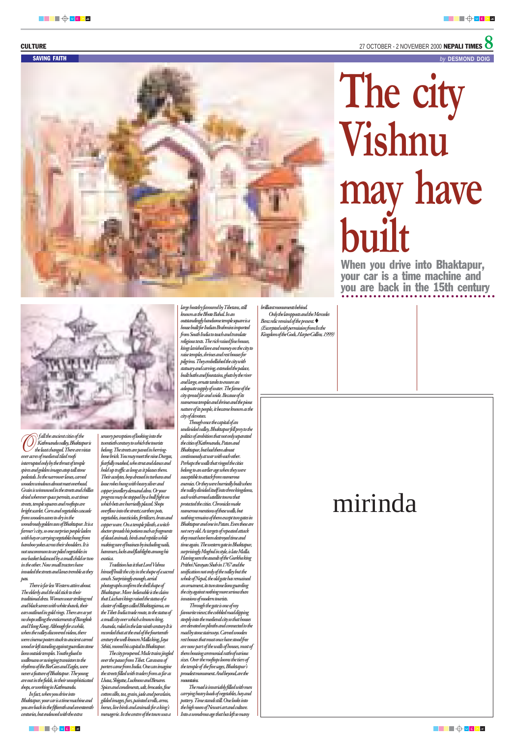SAVING FAITH

*by* DESMOND DOIG

# The city Vishnu may have built

## When you drive into Bhaktapur, your car is a time machine and you are back in the 15th century

*Of all the ancient cities of the Kathmandu valley, Bhaktapur is the least changed. There are vistas over acres of medieval tiled roofs interrupted only by the thrust of temple spires and golden images atop tall stone pedestals. In the narrower lanes, carved wooden windows almost meet overhead. Grain is winnowed in the streets and chillies dried wherever space permits, so at times streets, temple squares and rooftops are bright scarlet. Corn and vegetables cascade from wooden eaves to dry in the wondrously golden sun of Bhaktapur. It is a farmer's city, so one surprises people laden with hay or carrying vegetables hung from bamboo yokes across their shoulders. It is not uncommon to see piled vegetables in one basket balanced by a small child or two in the other. Now small tractors have invaded the streets and lanes tremble as they pass.*

*There is far less Western attire about. The elderly and the old stick to their traditional dress. Women wear striking red and black sarees with white shawls, their ears outlined in gold rings. There are as yet no shops selling the enticements of Bangkok and Hong Kong. Although for a while, when the valley discovered videos, there were cinema posters stuck to ancient carved wood or left standing against guardian stone lions outside temples. Youths glued to walkmans or swinging transistors to the rhythms of the BeeGees and Eagles, were never a feature of Bhaktapur. The young are out in the fields, in their unsophisticated shops, or working in Kathmandu.*

*In fact, when you drive into Bhaktapur, your car is a time machine and you are back in the fifteenth and seventeenth centuries, but endowed with the extra sensory perception of looking into the twentieth century to which the tourists belong. The streets are paved in herring-bone brick. You may meet the nine Durgas, fearfully masked, who strut and dance and hold up traffic as long as it pleases them. Their acolytes, boys dressed in turbans and loose robes hung with heavy silver and copper jewellery demand alms. Or your progress may be stopped by a bull fight on which bets are hurriedly placed. Shops overflow into the streets; earthen pots, vegetables, insecticides, fertilizers, brass and copper ware. On a temple plinth, a witch doctor spreads his potions such as fragments of dead animals, birds and reptiles while making sure of business by including nails, hammers, locks and flashlights among his exotica.*

*Tradition has it that Lord Vishnu himself built the city in the shape of a sacred conch. Surprisingly enough, aerial photographs confirm the shell shape of Bhaktapur. More believable is the claim that Lichhavi kings raised the status of a cluster of villages called Bhaktagiama, on the Tibet-India trade route, to the status of a small city over which a known king, Ananda, ruled in the late ninth century. It is recorded that at the end of the fourteenth century the well-known Malla king, Jaya Sthiti, moved his capital to Bhaktapur.*

*The city prospered. Mule trains jingled over the passes from Tibet. Caravans of porters came from India. One can imagine the streets filled with traders from as far as Lhasa, Shigatse, Lucknow and Benares. Spices and condiments, salt, brocades, fine cotton silks, tea, grain, jade and porcelain, gilded images, furs, painted scrolls, arms, horses, live birds and animals for a king's menagerie. In the centre of the town was a large hostelry favoured by Tibetans, still known as the Bhote Bahal. In an outstandingly handsome temple square is a house built for Indian Brahmins imported from South India to teach and translate religious texts. The rich raised fine houses, kings lavished love and money on the city to raise temples, shrines and rest houses for pilgrims. They embellished the city with statuary and carving, extended the palace, built baths and fountains, ghats by the river and large, ornate tanks to ensure an adequate supply of water. The fame of the city spread far and wide. Because of its numerous temples and shrines and the pious nature of its people, it became known as the city of devotees.*

*Though once the capital of an undivided valley, Bhaktapur fell prey to the politics of ambition that not only separated the cities of Kathmandu, Patan and Bhaktapur, but had them almost continuously at war with each other. Perhaps the walls that ringed the cities belong to an earlier age when they were susceptible to attack from numerous enemies. Or they were hurriedly built when the valley divided itself into three kingdoms, each with armed satellite towns that protected the cities. Chronicles make numerous mentions of these walls, but nothing remains of them except two gates in Bhaktapur and one in Patan. Even these are not very old. As targets of repeated attack they must have been destroyed time and time again. The western gate in Bhaktapur, surprisingly Moghul in style, is late Malla. Having seen the assault of the Gurkha king Prithvi Narayan Shah in 1767 and the unification not only of the valley but the whole of Nepal, the old gate has remained an ornament, its two stone lions guarding the city against nothing more serious than invasions of modern tourists.*

*Through the gate is one of my favourite views; the cobbled road dipping steeply into the medieval city so that houses are elevated on plinths and connected to the road by stone stairways. Carved wooden rest houses that must once have stood free are now part of the walls of houses, most of them housing ceremonial *guthis* of various sizes. Over the rooftops looms the tiers of the temple of the five sages, Bhaktapur's proudest monument. And beyond, are the mountains.*

*The road is invariably filled with men carrying heavy loads of vegetables, hay and pottery. Time stands still. One looks into the high noon of Newari art and culture. Into a wondrous age that has left so many brilliant monuments behind.*

*Only the lampposts and the Mercedes Benz relic remind of the present.* ♦

*(Excerpted with permission from In the Kingdom of the Gods, HarperCollins, 1999)*

mirinda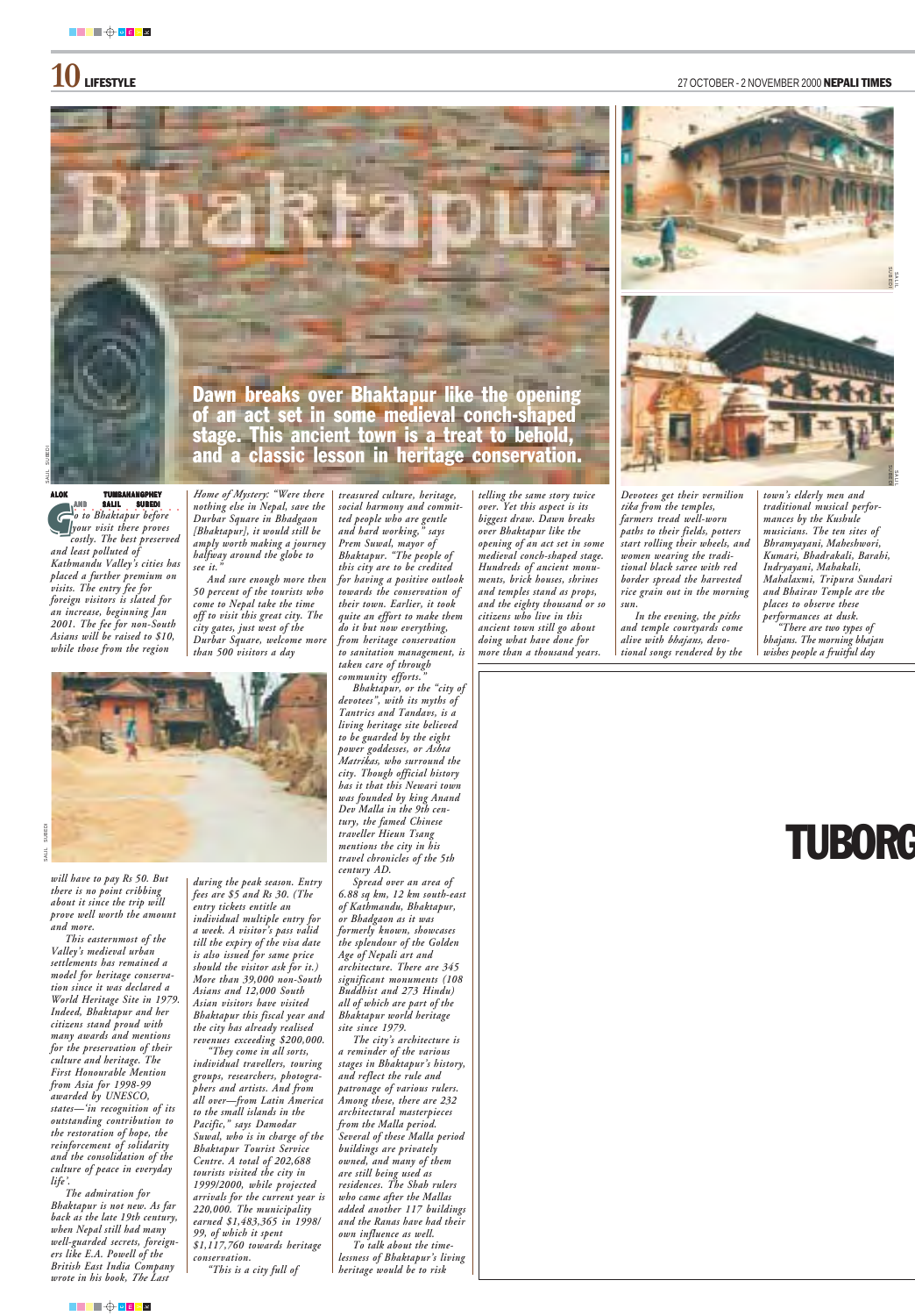# Bhaktapur

**Dawn breaks over Bhaktapur like the opening of an act set in some medieval conch-shaped stage. This ancient town is a treat to behold, and a classic lesson in heritage conservation.**

ALOK TUMBAHANGPHEY AND SALIL SUBEDI

*Go to Bhaktapur before your visit there proves costly. The best preserved and least polluted of Kathmandu Valley's cities has placed a further premium on visits. The entry fee for foreign visitors is slated for an increase, beginning Jan 2001. The fee for non-South Asians will be raised to $10, while those from the region will have to pay Rs 50. But there is no point cribbing about it since the trip will prove well worth the amount and more.*

*This easternmost of the Valley's medieval urban settlements has remained a model for heritage conservation since it was declared a World Heritage Site in 1979. Indeed, Bhaktapur and her citizens stand proud with many awards and mentions for the preservation of their culture and heritage. The First Honourable Mention from Asia for 1998-99 awarded by UNESCO, states—'in recognition of its outstanding contribution to the restoration of hope, the reinforcement of solidarity and the consolidation of the culture of peace in everyday life'.*

*The admiration for Bhaktapur is not new. As far back as the late 19th century, when Nepal still had many well-guarded secrets, foreigners like E.A. Powell of the British East India Company wrote in his book, The Last Home of Mystery: "Were there nothing else in Nepal, save the Durbar Square in Bhadgaon [Bhaktapur], it would still be amply worth making a journey halfway around the globe to see it."*

*And sure enough more then 50 percent of the tourists who come to Nepal take the time off to visit this great city. The city gates, just west of the Durbar Square, welcome more than 500 visitors a day during the peak season. Entry fees are $5 and Rs 30. (The entry tickets entitle an individual multiple entry for a week. A visitor's pass valid till the expiry of the visa date is also issued for same price should the visitor ask for it.) More than 39,000 non-South Asians and 12,000 South Asian visitors have visited Bhaktapur this fiscal year and the city has already realised revenues exceeding $200,000.*

*"They come in all sorts, individual travellers, touring groups, researchers, photographers and artists. And from all over—from Latin America to the small islands in the Pacific," says Damodar Suwal, who is in charge of the Bhaktapur Tourist Service Centre. A total of 202,688 tourists visited the city in 1999/2000, while projected arrivals for the current year is 220,000. The municipality earned $1,483,365 in 1998/99, of which it spent $1,117,760 towards heritage conservation.*

*"This is a city full of treasured culture, heritage, social harmony and committed people who are gentle and hard working," says Prem Suwal, mayor of Bhaktapur. "The people of this city are to be credited for having a positive outlook towards the conservation of their town. Earlier, it took quite an effort to make them do it but now everything, from heritage conservation to sanitation management, is taken care of through community efforts."*

*Bhaktapur, or the "city of devotees", with its myths of Tantrics and Tandavs, is a living heritage site believed to be guarded by the eight power goddesses, or Ashta Matrikas, who surround the city. Though official history has it that this Newari town was founded by king Anand Dev Malla in the 9th century, the famed Chinese traveller Hieun Tsang mentions the city in his travel chronicles of the 5th century AD.*

*Spread over an area of 6.88 sq km, 12 km south-east of Kathmandu, Bhaktapur, or Bhadgaon as it was formerly known, showcases the splendour of the Golden Age of Nepali art and architecture. There are 345 significant monuments (108 Buddhist and 273 Hindu) all of which are part of the Bhaktapur world heritage site since 1979.*

*The city's architecture is a reminder of the various stages in Bhaktapur's history, and reflect the rule and patronage of various rulers. Among these, there are 232 architectural masterpieces from the Malla period. Several of these Malla period buildings are privately owned, and many of them are still being used as residences. The Shah rulers who came after the Mallas added another 117 buildings and the Ranas have had their own influence as well.*

*To talk about the timelessness of Bhaktapur's living heritage would be to risk telling the same story twice over. Yet this aspect is its biggest draw. Dawn breaks over Bhaktapur like the opening of an act set in some medieval conch-shaped stage. Hundreds of ancient monuments, brick houses, shrines and temples stand as props, and the eighty thousand or so citizens who live in this ancient town still go about doing what have done for more than a thousand years.*

*Devotees get their vermilion tika from the temples, farmers tread well-worn paths to their fields, potters start rolling their wheels, and women wearing the traditional black saree with red border spread the harvested rice grain out in the morning sun.*

*In the evening, the piths and temple courtyards come alive with bhajans, devotional songs rendered by the town's elderly men and traditional musical performances by the Kushule musicians. The ten sites of Bhramyayani, Maheshwori, Kumari, Bhadrakali, Barahi, Indryayani, Mahakali, Mahalaxmi, Tripura Sundari and Bhairav Temple are the places to observe these performances at dusk.*

*"There are two types of bhajans. The morning bhajan wishes people a fruitful day*

TUBORG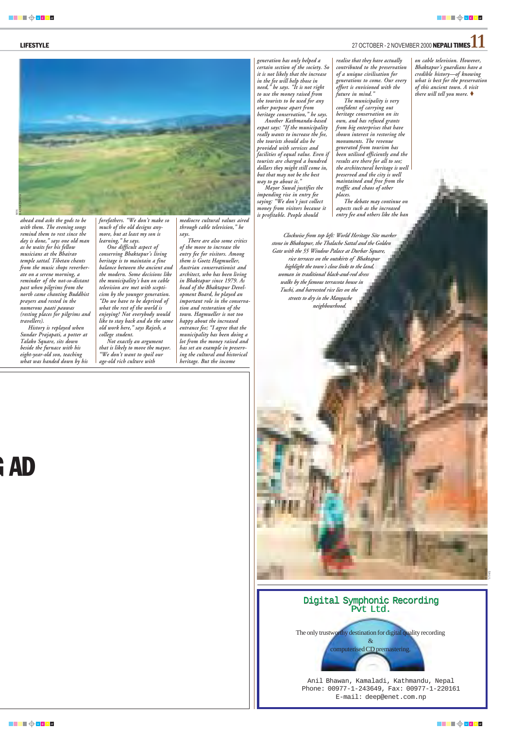ahead and asks the gods to be with them. The evening songs remind them to rest since the day is done," says one old man as he waits for his fellow musicians at the Bhairav temple sattal. Tibetan chants from the music shops reverberate on a serene morning, a reminder of the not-so-distant past when pilgrims from the north came chanting Buddhist prayers and rested in the numerous paati pauwas (resting places for pilgrims and travellers).

History is replayed when Sundar Prajapati, a potter at Talako Square, sits down beside the furnace with his eight-year-old son, teaching what was handed down by his forefathers. "We don't make so much of the old designs anymore, but at least my son is learning," he says.

One difficult aspect of conserving Bhaktapur's living heritage is to maintain a fine balance between the ancient and the modern. Some decisions like the municipality's ban on cable television are met with scepticism by the younger generation. "Do we have to be deprived of what the rest of the world is enjoying? Not everybody would like to stay back and do the same old work here," says Rajesh, a college student.

Not exactly an argument that is likely to move the mayor. "We don't want to spoil our age-old rich culture with mediocre cultural values aired through cable television," he says.

There are also some critics of the move to increase the entry fee for visitors. Among them is Goetz Hagmueller, Austrian conservationist and architect, who has been living in Bhaktapur since 1979. As head of the Bhaktapur Development Board, he played an important role in the conservation and restoration of the town. Hagmueller is not too happy about the increased entrance fee; "I agree that the municipality has been doing a lot from the money raised and has set an example in preserving the cultural and historical heritage. But the income generation has only helped a certain section of the society. So it is not likely that the increase in the fee will help those in need," he says. "It is not right to use the money raised from the tourists to be used for any other purpose apart from heritage conservation," he says.

Another Kathmandu-based expat says: "If the municipality really wants to increase the fee, the tourists should also be provided with services and facilities of equal value. Even if tourists are charged a hundred dollars they might still come in, but that may not be the best way to go about it."

Mayor Suwal justifies the impending rise in entry fee saying: "We don't just collect money from visitors because it is profitable. People should realise that they have actually contributed to the preservation of a unique civilisation for generations to come. Our every effort is envisioned with the future in mind."

The municipality is very confident of carrying out heritage conservation on its own, and has refused grants from big enterprises that have shown interest in restoring the monuments. The revenue generated from tourism has been utilised efficiently and the results are there for all to see; the architectural heritage is well preserved and the city is well maintained and free from the traffic and chaos of other places.

The debate may continue on aspects such as the increased entry fee and others like the ban on cable television. However, Bhaktapur's guardians have a credible history—of knowing what is best for the preservation of this ancient town. A visit there will tell you more. ♦

*Clockwise from top left: World Heritage Site marker stone in Bhaktapur, the Thalache Sattal and the Golden Gate with the 55 Window Palace at Durbar Square, rice terraces on the outskirts of Bhaktapur highlight the town's close links to the land, woman in traditional black-and-red dress walks by the famous terracota house in Tuchi, and harvested rice lies on the streets to dry in the Mangache neighbourhood.*

## Digital Symphonic Recording Pvt Ltd.

The only trustworthy destination for digital quality recording & computerised CD premastering.

Anil Bhawan, Kamaladi, Kathmandu, Nepal
Phone: 00977-1-243649, Fax: 00977-1-220161
E-mail: deep@enet.com.np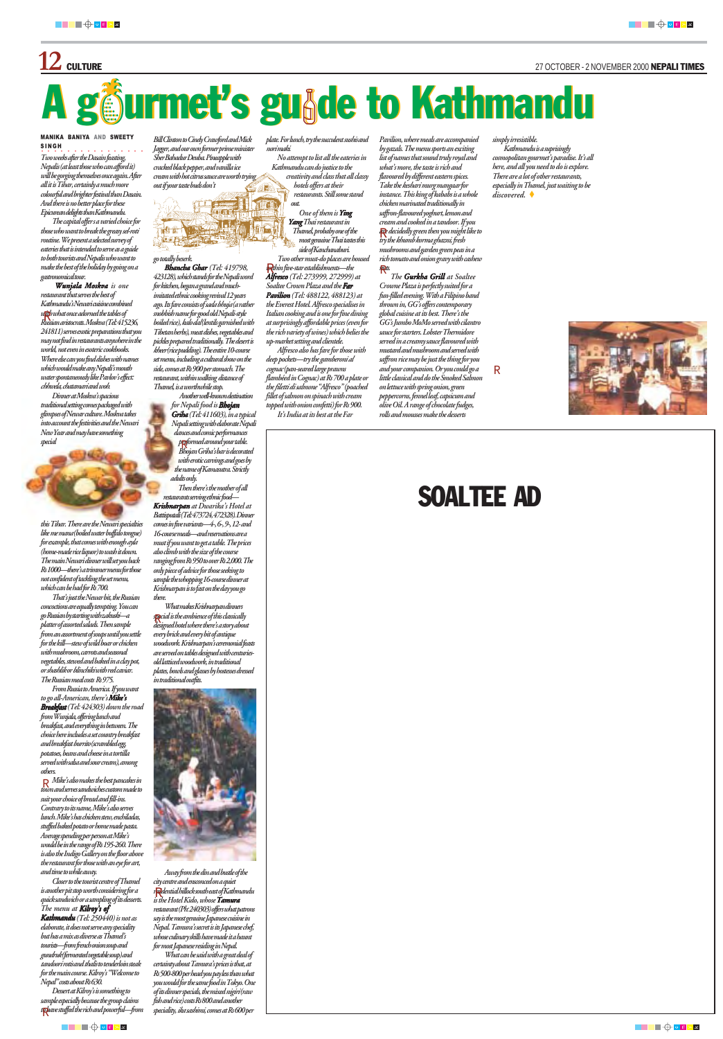# A gourmet's guide to Kathmandu

MANIKA BANIYA AND SWEETY SINGH

*Two weeks after the Dasain feasting, Nepalis (at least those who can afford it) will be gorging themselves once again. After all it is Tihar, certainly a much more colourful and brighter festival than Dasain. And there is no better place for these Epicurean delights than Kathmandu.*

*The capital offers a varied choice for those who want to break the greasy sel-roti routine. We present a selected survey of eateries that is intended to serve as a guide to both tourists and Nepalis who want to make the best of the holiday by going on a gastronomical tour.*

**Wunjala Moskva** is one restaurant that serves the best of Kathmandu's Newari cuisine combined with what once adorned the tables of Russian aristocrats. Moskva (Tel: 415236, 241811) serves exotic preparations that you may not find in restaurants anywhere in the world, not even in esoteric cookbooks. Where else can you find dishes with names which would make any Nepali's mouth water spontaneously like Pavlov's effect: chhwela, chatamari and woh.

Dinner at Moskva's spacious traditional setting comes packaged with glimpses of Newar culture. Moskva takes into account the festivities and the Newari New Year and may have something special this Tihar. There are the Newari specialties like *me mana* (boiled water buffalo tongue) for example, that comes with enough *ayla* (home-made rice liquor) to wash it down. The main Newari dinner will set you back Rs 1000—there's a trimmer menu for those not confident of tackling the set menu, which can be had for Rs 700.

That's just the Newar bit, the Russian concoctions are equally tempting. You can go Russian by starting with *zakuski*—a platter of assorted salads. Then sample from an assortment of soups until you settle for the kill—stew of wild boar or chicken with mushroom, carrots and seasonal vegetables, stewed and baked in a clay pot, or *shashlik* or *blinchiki* with red caviar. The Russian meal costs Rs 975.

From Russia to America. If you want to go all-American, there's **Mike's Breakfast** (Tel: 424303) down the road from Wunjala, offering lunch and breakfast, and everything in between. The choice here includes a set country breakfast and breakfast burrito (scrambled egg, potatoes, beans and cheese in a tortilla served with salsa and sour cream), among others.

Mike's also makes the best pancakes in town and serves sandwiches custom made to suit your choice of bread and fill-ins. Contrary to its name, Mike's also serves lunch. Mike's has chicken stew, enchiladas, stuffed baked potato or home made pasta. Average spending per person at Mike's would be in the range of Rs 195-260. There is also the Indigo Gallery on the floor above the restaurant for those with an eye for art, and time to while away.

Closer to the tourist centre of Thamel is another pit stop worth considering for a quick sandwich or a sampling of its desserts. The menu at **Kilroy's of Kathmandu** (Tel: 250440) is not as elaborate, it does not serve any speciality but has a mix as diverse as Thamel's tourists—from french onion soup and *gundruk* (fermented vegetable soup) and *tandoori rotis* and *thalis* to tenderloin steak for the main course. Kilroy's "Welcome to Nepal" costs about Rs 630.

Dessert at Kilroy's is something to sample especially because the group claims to have stuffed the rich and powerful—from Bill Clinton to Cindy Crawford and Mick Jagger, and our own former prime minister Sher Bahadur Deuba. Pineapple with cracked black pepper, and vanilla ice cream with hot citrus sauce are worth trying out if your taste buds don't go totally beserk.

**Bhancha Ghar** (Tel: 419798, 423128), which stands for the Nepali word for kitchen, began a grand and much-imitated ethnic cooking revival 12 years ago. Its fare consists of *sada bhuja* (a rather snobbish name for good old Nepali-style boiled rice), *kalo dal* (lentils garnished with Tibetan herbs), meat dishes, vegetables and pickles prepared traditionally. The desert is *kheer* (rice pudding). The entire 10-course set menu, including a cultural show on the side, comes at Rs 900 per stomach. The restaurant, within walking distance of Thamel, is a worthwhile stop.

Another well-known destination for Nepali food is **Bhojan Griha** (Tel: 411603), in a typical Nepali setting with elaborate Nepali dances and comic performances performed around your table. Bhojan Griha's bar is decorated with erotic carvings and goes by the name of Kamasutra. Strictly adults only.

Then there's the mother of all restaurants serving ethnic food—**Krishnarpan** at Dwarika's Hotel at Battisputali (Tel: 473724, 472328). Dinner comes in five variants—4-, 6-, 9-, 12- and 16-course meals—and reservations are a must if you want to get a table. The prices also climb with the size of the course ranging from Rs 950 to over Rs 2,000. The only piece of advice for those seeking to sample the whopping 16-course dinner at Krishnarpan is to fast on the day you go there.

What makes Krishnarpan dinners special is the ambience of this classically designed hotel where there's a story about every brick and every bit of antique woodwork. Krishnarpan's ceremonial feasts are served on tables designed with centuries-old latticed woodwork, in traditional plates, bowls and glasses by hostesses dressed in traditional outfits.

Away from the din and bustle of the city centre and ensconced on a quiet residential hillock south east of Kathmandu is the Hotel Kido, whose **Tamura** restaurant (Ph: 240303) offers what patrons say is the most genuine Japanese cuisine in Nepal. Tamura's secret is its Japanese chef, whose culinary skills have made it a haunt for most Japanese residing in Nepal.

What can be said with a great deal of certainty about Tamura's prices is that, at Rs 500-800 per head you pay less than what you would for the same food in Tokyo. One of its dinner specials, the mixed *nigiri* (raw fish and rice) costs Rs 800 and another speciality, *ika sashimi*, comes at Rs 600 per plate. For lunch, try the succulent *sushi* and *nori maki*.

No attempt to list all the eateries in Kathmandu can do justice to the creativity and class that all classy hotels offers at their restaurants. Still some stand out.

One of them is **Ying Yang** Thai restaurant in Thamel, probably one of the most genuine Thai tastes this side of Kanchanaburi.

Two other must-do places are housed within five-star establishments—the **Alfresco** (Tel: 273999, 272999) at Soaltee Crown Plaza and the **Far Pavilion** (Tel: 488122, 488123) at the Everest Hotel. Alfresco specialises in Italian cooking and is one for fine dining at surprisingly affordable prices (even for the rich variety of wines) which belies the up-market setting and clientele.

Alfresco also has fare for those with deep pockets—try the *gamberoni al cognac* (pan-seared large prawns flambéed in Cognac) at Rs 700 a plate or the *filetti di salmone "Alfresco"* (poached fillet of salmon on spinach with cream topped with onion confetti) for Rs 900.

It's India at its best at the Far Pavilion, where meals are accompanied by *gazals*. The menu sports an exciting list of names that sound truly royal and what's more, the taste is rich and flavoured by different eastern spices. Take the *keshari murg mangaur* for instance. This king of kababs is a whole chicken marinated traditionally in saffron-flavoured yoghurt, lemon and cream and cooked in a tandoor. If you are decidedly green then you might like to try the *khumb korma ghazni*, fresh mushrooms and garden green peas in a rich tomato and onion gravy with cashew nuts.

The **Gurkha Grill** at Soaltee Crowne Plaza is perfectly suited for a fun-filled evening. With a Filipino band thrown in, GG's offers contemporary global cuisine at its best. There's the GG's Jumbo MoMo served with cilantro sauce for starters. Lobster Thermidore served in a creamy sauce flavoured with mustard and mushroom and served with saffron rice may be just the thing for you and your companion. Or you could go a little classical and do the Smoked Salmon on lettuce with spring onion, green peppercorns, fennel leaf, capsicum and olive Oil. A range of chocolate fudges, rolls and mousses make the desserts simply irresistible.

Kathmandu is a surprisingly cosmopolitan gourmet's paradise. It's all here, and all you need to do is explore. There are a lot of other restaurants, especially in Thamel, just waiting to be discovered.

SOALTEE AD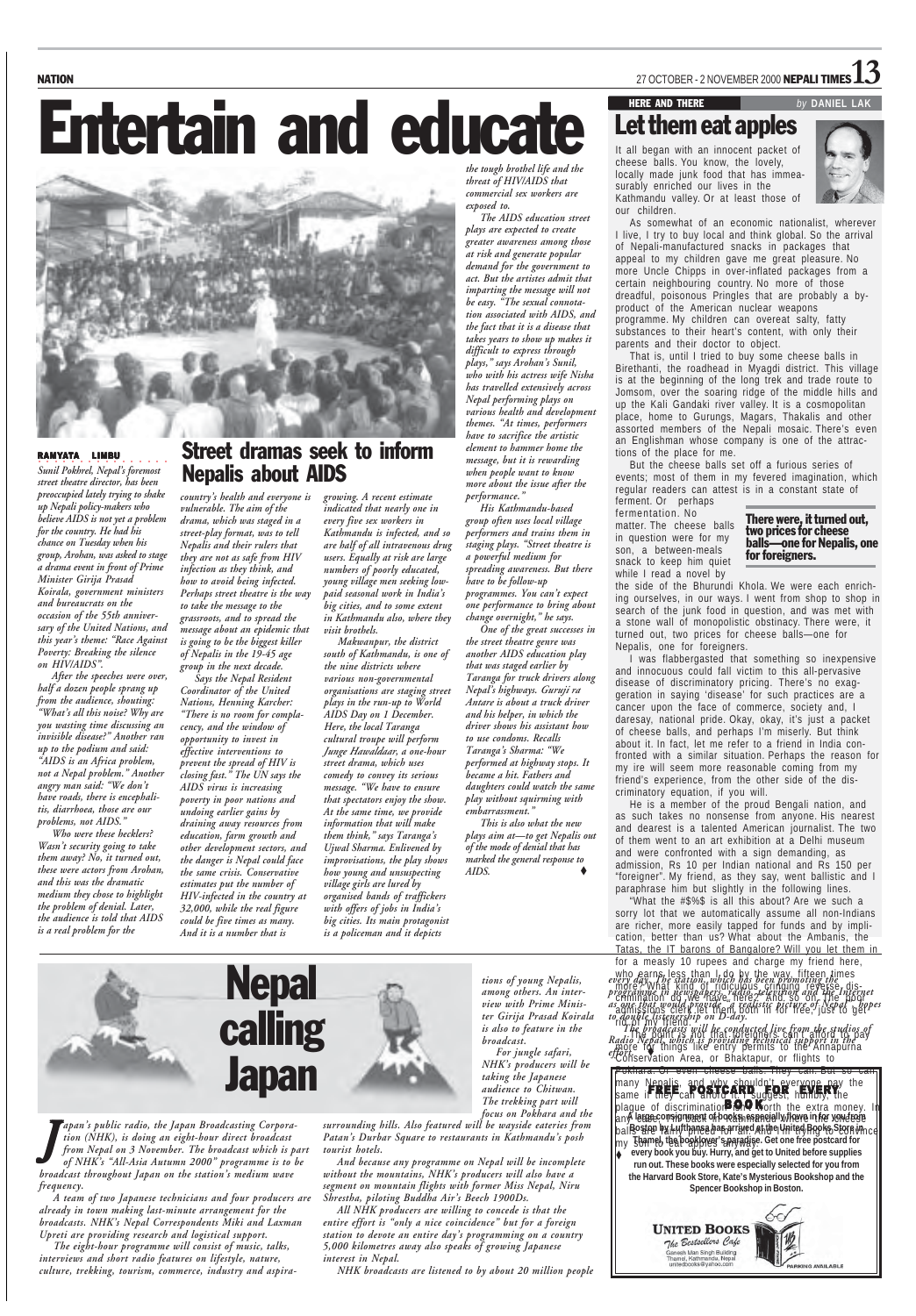# Entertain and educate

## Street dramas seek to inform Nepalis about AIDS

RAMYATA LIMBU

*Sunil Pokhrel, Nepal's foremost street theatre director, has been preoccupied lately trying to shake up Nepali policy-makers who believe AIDS is not yet a problem for the country. He had his chance on Tuesday when his group, Arohan, was asked to stage a drama event in front of Prime Minister Girija Prasad Koirala, government ministers and bureaucrats on the occasion of the 55th anniversary of the United Nations, and this year's theme: "Race Against Poverty: Breaking the silence on HIV/AIDS".*

*After the speeches were over, half a dozen people sprang up from the audience, shouting: "What's all this noise? Why are you wasting time discussing an invisible disease?" Another ran up to the podium and said: "AIDS is an Africa problem, not a Nepal problem." Another angry man said: "We don't have roads, there is encephalitis, diarrhoea, those are our problems, not AIDS."*

*Who were these hecklers? Wasn't security going to take them away? No, it turned out, these were actors from Arohan, and this was the dramatic medium they chose to highlight the problem of denial. Later, the audience is told that AIDS is a real problem for the country's health and everyone is vulnerable. The aim of the drama, which was staged in a street-play format, was to tell Nepalis and their rulers that they are not as safe from HIV infection as they think, and how to avoid being infected. Perhaps street theatre is the way to take the message to the grassroots, and to spread the message about an epidemic that is going to be the biggest killer of Nepalis in the 19-45 age group in the next decade.*

*Says the Nepal Resident Coordinator of the United Nations, Henning Karcher: "There is no room for complacency, and the window of opportunity to invest in effective interventions to prevent the spread of HIV is closing fast." The UN says the AIDS virus is increasing poverty in poor nations and undoing earlier gains by draining away resources from education, farm growth and other development sectors, and the danger is Nepal could face the same crisis. Conservative estimates put the number of HIV-infected in the country at 32,000, while the real figure could be five times as many. And it is a number that is growing. A recent estimate indicated that nearly one in every five sex workers in Kathmandu is infected, and so are half of all intravenous drug users. Equally at risk are large numbers of poorly educated, young village men seeking low-paid seasonal work in India's big cities, and to some extent in Kathmandu also, where they visit brothels.*

*Makwanpur, the district south of Kathmandu, is one of the nine districts where various non-governmental organisations are staging street plays in the run-up to World AIDS Day on 1 December. Here, the local Taranga cultural troupe will perform Junge Hawaldaar, a one-hour street drama, which uses comedy to convey its serious message. "We have to ensure that spectators enjoy the show. At the same time, we provide information that will make them think," says Taranga's Ujwal Sharma. Enlivened by improvisations, the play shows how young and unsuspecting village girls are lured by organised bands of traffickers with offers of jobs in India's big cities. Its main protagonist is a policeman and it depicts the tough brothel life and the threat of HIV/AIDS that commercial sex workers are exposed to.*

*The AIDS education street plays are expected to create greater awareness among those at risk and generate popular demand for the government to act. But the artistes admit that imparting the message will not be easy. "The sexual connotation associated with AIDS, and the fact that it is a disease that takes years to show up makes it difficult to express through plays," says Arohan's Sunil, who with his actress wife Nisha has travelled extensively across Nepal performing plays on various health and development themes. "At times, performers have to sacrifice the artistic element to hammer home the message, but it is rewarding when people want to know more about the issue after the performance."*

*His Kathmandu-based group often uses local village performers and trains them in staging plays. "Street theatre is a powerful medium for spreading awareness. But there have to be follow-up programmes. You can't expect one performance to bring about change overnight," he says.*

*One of the great successes in the street theatre genre was another AIDS education play that was staged earlier by Taranga for truck drivers along Nepal's highways. Guruji ra Antare is about a truck driver and his helper, in which the driver shows his assistant how to use condoms. Recalls Taranga's Sharma: "We performed at highway stops. It became a hit. Fathers and daughters could watch the same play without squirming with embarrassment."*

*This is also what the new plays aim at—to get Nepalis out of the mode of denial that has marked the general response to AIDS.* ♦

---

HERE AND THERE *by* DANIEL LAK

# Let them eat apples

It all began with an innocent packet of cheese balls. You know, the lovely, locally made junk food that has immeasurably enriched our lives in the Kathmandu valley. Or at least those of our children.

As somewhat of an economic nationalist, wherever I live, I try to buy local and think global. So the arrival of Nepali-manufactured snacks in packages that appeal to my children gave me great pleasure. No more Uncle Chipps in over-inflated packages from a certain neighbouring country. No more of those dreadful, poisonous Pringles that are probably a by-product of the American nuclear weapons programme. My children can overeat salty, fatty substances to their heart's content, with only their parents and their doctor to object.

That is, until I tried to buy some cheese balls in Birethanti, the roadhead in Myagdi district. This village is at the beginning of the long trek and trade route to Jomsom, over the soaring ridge of the middle hills and up the Kali Gandaki river valley. It is a cosmopolitan place, home to Gurungs, Magars, Thakalis and other assorted members of the Nepali mosaic. There's even an Englishman whose company is one of the attractions of the place for me.

But the cheese balls set off a furious series of events; most of them in my fevered imagination, which regular readers can attest is in a constant state of ferment. Or perhaps fermentation. No matter. The cheese balls in question were for my son, a between-meals snack to keep him quiet while I read a novel by the side of the Bhurundi Khola. We were each enriching ourselves, in our ways. I went from shop to shop in search of the junk food in question, and was met with a stone wall of monopolistic obstinacy. There were, it turned out, two prices for cheese balls—one for Nepalis, one for foreigners.

**There were, it turned out, two prices for cheese balls—one for Nepalis, one for foreigners.**

I was flabbergasted that something so inexpensive and innocuous could fall victim to this all-pervasive disease of discriminatory pricing. There's no exaggeration in saying 'disease' for such practices are a cancer upon the face of commerce, society and, I daresay, national pride. Okay, okay, it's just a packet of cheese balls, and perhaps I'm miserly. But think about it. In fact, let me refer to a friend in India confronted with a similar situation. Perhaps the reason for my ire will seem more reasonable coming from my friend's experience, from the other side of the discriminatory equation, if you will.

He is a member of the proud Bengali nation, and as such takes no nonsense from anyone. His nearest and dearest is a talented American journalist. The two of them went to an art exhibition at a Delhi museum and were confronted with a sign demanding, as admission, Rs 10 per Indian national and Rs 150 per "foreigner". My friend, as they say, went ballistic and I paraphrase him but slightly in the following lines.

"What the #$%$ is all this about? Are we such a sorry lot that we automatically assume all non-Indians are richer, more easily tapped for funds and by implication, better than us? What about the Ambanis, the Tatas, the IT barons of Bangalore? Will you let them in for a measly 10 rupees and charge my friend here, who earns less than I do by the way, fifteen times more? What kind of ridiculous cringing reverse discrimination do we have here? And so on. The poor admissions clerk let them both in for free, just to get rid of my friend.

The point is not that foreigners can't afford to pay more for things like entry permits to the Annapurna Conservation Area, or Bhaktapur, or flights to Pokhara. Or even cheese balls. They can. But so can many Nepalis, and why shouldn't everyone pay the same if they can afford to? I suggest, humbly, the plague of discrimination is not worth the extra money. In any case, I found an ex-pat Nepali who could buy cheese balls at the fair price for me. And now I'm trying to convince my son to eat apples anyway. ♦

---

# Nepal calling Japan

*Japan's public radio, the Japan Broadcasting Corporation (NHK), is doing an eight-hour direct broadcast from Nepal on 3 November. The broadcast which is part of NHK's "All-Asia Autumn 2000" programme is to be broadcast throughout Japan on the station's medium wave frequency.*

*A team of two Japanese technicians and four producers are already in town making last-minute arrangement for the broadcasts. NHK's Nepal Correspondents Miki and Laxman Upreti are providing research and logistical support.*

*The eight-hour programme will consist of music, talks, interviews and short radio features on lifestyle, nature, culture, trekking, tourism, commerce, industry and aspirations of young Nepalis, among others. An interview with Prime Minister Girija Prasad Koirala is also to feature in the broadcast.*

*For jungle safari, NHK's producers will be taking the Japanese audience to Chitwan. The trekking part will focus on Pokhara and the surrounding hills. Also featured will be wayside eateries from Patan's Durbar Square to restaurants in Kathmandu's posh tourist hotels.*

*And because any programme on Nepal will be incomplete without the mountains, NHK's producers will also have a segment on mountain flights with former Miss Nepal, Niru Shrestha, piloting Buddha Air's Beech 1900Ds.*

*All NHK producers are willing to concede is that the entire effort is "only a nice coincidence" but for a foreign station to devote an entire day's programming on a country 5,000 kilometres away also speaks of growing Japanese interest in Nepal.*

*NHK broadcasts are listened to by about 20 million people every day. The station, which has been promoting the programme in newspapers, radio, television and the Internet as one that would provide "a realistic picture of Nepal" hopes to double listenership on D-day.*

*The broadcasts will be conducted live from the studios of Radio Nepal, which is providing technical support in the effort.*

---

**FREE POSTCARD FOR EVERY BOOK**

**A large consignment of books especially for you from Boston by Lufthansa has arrived at the United Books Store in Thamel, the booklover's paradise. Get one free postcard for every book you buy. Hurry, and get to United before supplies run out. These books were especially selected for you from the Harvard Book Store, Kate's Mysterious Bookshop and the Spencer Bookshop in Boston.**

UNITED BOOKS
*The Bestsellers Cafe*
Ganesh Man Singh Building
Thamel, Kathmandu, Nepal
unitedbooks@yahoo.com
PARKING AVAILABLE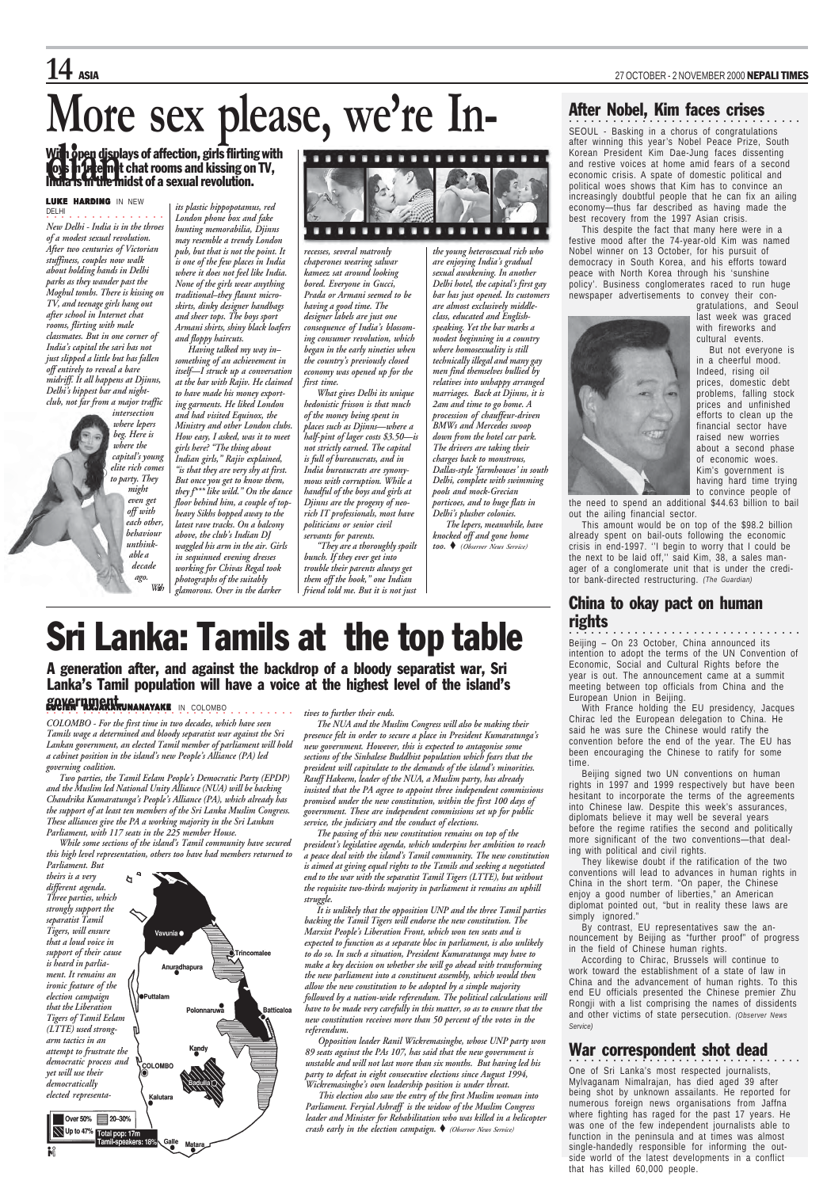# More sex please, we're Indian

**With open displays of affection, girls flirting with boys in Internet chat rooms and kissing on TV, India is in the midst of a sexual revolution.**

**LUKE HARDING** IN NEW DELHI

*New Delhi - India is in the throes of a modest sexual revolution. After two centuries of Victorian stuffiness, couples now walk about holding hands in Delhi parks as they wander past the Moghul tombs. There is kissing on TV, and teenage girls hang out after school in Internet chat rooms, flirting with male classmates. But in one corner of India's capital the sari has not just slipped a little but has fallen off entirely to reveal a bare midriff. It all happens at Djinns, Delhi's biggest bar and nightclub, not far from a major traffic intersection where lepers beg. Here is where the capital's young elite rich comes to party. They might even get off with each other, behaviour unthinkable a decade ago.*

*With its plastic hippopotamus, red London phone box and fake hunting memorabilia, Djinns may resemble a trendy London pub, but that is not the point. It is one of the few places in India where it does not feel like India. None of the girls wear anything traditional–they flaunt miniskirts, dinky designer handbags and sheer tops. The boys sport Armani shirts, shiny black loafers and floppy haircuts.*

*Having talked my way in–something of an achievement in itself—I struck up a conversation at the bar with Rajiv. He claimed to have made his money exporting garments. He liked London and had visited Equinox, the Ministry and other London clubs. How easy, I asked, was it to meet girls here? "The thing about Indian girls," Rajiv explained, "is that they are very shy at first. But once you get to know them, they f\*\*\* like wild." On the dance floor behind him, a couple of topheavy Sikhs bopped away to the latest rave tracks. On a balcony above, the club's Indian DJ waggled his arm in the air. Girls in sequinned evening dresses working for Chivas Regal took photographs of the suitably glamorous. Over in the darker recesses, several matronly chaperones wearing salwar kameez sat around looking bored. Everyone in Gucci, Prada or Armani seemed to be having a good time. The designer labels are just one consequence of India's blossoming consumer revolution, which began in the early nineties when the country's previously closed economy was opened up for the first time.*

*What gives Delhi its unique hedonistic frisson is that much of the money being spent in places such as Djinns—where a half-pint of lager costs $3.50—is not strictly earned. The capital is full of bureaucrats, and in India bureaucrats are synonymous with corruption. While a handful of the boys and girls at Djinns are the progeny of neo-rich IT professionals, most have politicians or senior civil servants for parents.*

*"They are a thoroughly spoilt bunch. If they ever get into trouble their parents always get them off the hook," one Indian friend told me. But it is not just the young heterosexual rich who are enjoying India's gradual sexual awakening. In another Delhi hotel, the capital's first gay bar has just opened. Its customers are almost exclusively middle-class, educated and English-speaking. Yet the bar marks a modest beginning in a country where homosexuality is still technically illegal and many gay men find themselves bullied by relatives into unhappy arranged marriages. Back at Djinns, it is 2am and time to go home. A procession of chauffeur-driven BMWs and Mercedes swoop down from the hotel car park. The drivers are taking their charges back to monstrous, Dallas-style 'farmhouses' in south Delhi, complete with swimming pools and mock-Grecian porticoes, and to huge flats in Delhi's plusher colonies.*

*The lepers, meanwhile, have knocked off and gone home too.* ♦ *(Observer News Service)*

# Sri Lanka: Tamils at the top table

**A generation after, and against the backdrop of a bloody separatist war, Sri Lanka's Tamil population will have a voice at the highest level of the island's government.**

**SUCHIN KARUNANAYAKE** IN COLOMBO

*COLOMBO - For the first time in two decades, which have seen Tamils wage a determined and bloody separatist war against the Sri Lankan government, an elected Tamil member of parliament will hold a cabinet position in the island's new People's Alliance (PA) led governing coalition.*

*Two parties, the Tamil Eelam People's Democratic Party (EPDP) and the Muslim led National Unity Alliance (NUA) will be backing Chandrika Kumaratunga's People's Alliance (PA), which already has the support of at least ten members of the Sri Lanka Muslim Congress. These alliances give the PA a working majority in the Sri Lankan Parliament, with 117 seats in the 225 member House.*

*While some sections of the island's Tamil community have secured this high level representation, others too have had members returned to Parliament. But theirs is a very different agenda. Three parties, which strongly support the separatist Tamil Tigers, will ensure that a loud voice in support of their cause is heard in parliament. It remains an ironic feature of the election campaign that the Liberation Tigers of Tamil Eelam (LTTE) used strong-arm tactics in an attempt to frustrate the democratic process and yet will use their democratically elected representatives to further their ends.*

Vavunia · Trincomalee · Anuradhapura · Puttalam · Polonnaruwa · Batticaloa · Kandy · COLOMBO · Badulla · Kalutara · Galle · Matara

Over 50% · 20–30% · Up to 47% · Total pop: 17m · Tamil-speakers: 18%

*The NUA and the Muslim Congress will also be making their presence felt in order to secure a place in President Kumaratunga's new government. However, this is expected to antagonise some sections of the Sinhalese Buddhist population which fear that the president will capitulate to the demands of the island's minorities. Rauff Hakeem, leader of the NUA, a Muslim party, has already insisted that the PA agree to appoint three independent commissions promised under the new constitution, within the first 100 days of government. These are independent commissions set up for public service, the judiciary and the conduct of elections.*

*The passing of this new constitution remains on top of the president's legislative agenda, which underpins her ambition to reach a peace deal with the island's Tamil community. The new constitution is aimed at giving equal rights to the Tamils and seeking a negotiated end to the war with the separatist Tamil Tigers (LTTE), but without the requisite two-thirds majority in parliament it remains an uphill struggle.*

*It is unlikely that the opposition UNP and the three Tamil parties backing the Tamil Tigers will endorse the new constitution. The Marxist People's Liberation Front, which won ten seats and is expected to function as a separate bloc in parliament, is also unlikely to do so. In such a situation, President Kumaratunga may have to make a key decision on whether she will go ahead with transforming the new parliament into a constituent assembly, which would then allow the new constitution to be adopted by a simple majority followed by a nation-wide referendum. The political calculations will have to be made very carefully in this matter, so as to ensure that the new constitution receives more than 50 percent of the votes in the referendum.*

*Opposition leader Ranil Wickremasinghe, whose UNP party won 89 seats against the PA's 107, has said that the new government is unstable and will not last more than six months. But having led his party to defeat in eight consecutive elections since August 1994, Wickremasinghe's own leadership position is under threat.*

*This election also saw the entry of the first Muslim woman into Parliament. Feryial Ashraff is the widow of the Muslim Congress leader and Minister for Rehabilitation who was killed in a helicopter crash early in the election campaign.* ♦ *(Observer News Service)*

## After Nobel, Kim faces crises

SEOUL - Basking in a chorus of congratulations after winning this year's Nobel Peace Prize, South Korean President Kim Dae-Jung faces dissenting and restive voices at home amid fears of a second economic crisis. A spate of domestic political and political woes shows that Kim has to convince an increasingly doubtful people that he can fix an ailing economy—thus far described as having made the best recovery from the 1997 Asian crisis.

This despite the fact that many here were in a festive mood after the 74-year-old Kim was named Nobel winner on 13 October, for his pursuit of democracy in South Korea, and his efforts toward peace with North Korea through his 'sunshine policy'. Business conglomerates raced to run huge newspaper advertisements to convey their congratulations, and Seoul last week was graced with fireworks and cultural events.

But not everyone is in a cheerful mood. Indeed, rising oil prices, domestic debt problems, falling stock prices and unfinished efforts to clean up the financial sector have raised new worries about a second phase of economic woes. Kim's government is having hard time trying to convince people of the need to spend an additional $44.63 billion to bail out the ailing financial sector.

This amount would be on top of the $98.2 billion already spent on bail-outs following the economic crisis in end-1997. ''I begin to worry that I could be the next to be laid off,'' said Kim, 38, a sales manager of a conglomerate unit that is under the creditor bank-directed restructuring. *(The Guardian)*

## China to okay pact on human rights

Beijing – On 23 October, China announced its intention to adopt the terms of the UN Convention of Economic, Social and Cultural Rights before the year is out. The announcement came at a summit meeting between top officials from China and the European Union in Beijing.

With France holding the EU presidency, Jacques Chirac led the European delegation to China. He said he was sure the Chinese would ratify the convention before the end of the year. The EU has been encouraging the Chinese to ratify for some time.

Beijing signed two UN conventions on human rights in 1997 and 1999 respectively but have been hesitant to incorporate the terms of the agreements into Chinese law. Despite this week's assurances, diplomats believe it may well be several years before the regime ratifies the second and politically more significant of the two conventions—that dealing with political and civil rights.

They likewise doubt if the ratification of the two conventions will lead to advances in human rights in China in the short term. "On paper, the Chinese enjoy a good number of liberties," an American diplomat pointed out, "but in reality these laws are simply ignored."

By contrast, EU representatives saw the announcement by Beijing as "further proof" of progress in the field of Chinese human rights.

According to Chirac, Brussels will continue to work toward the establishment of a state of law in China and the advancement of human rights. To this end EU officials presented the Chinese premier Zhu Rongji with a list comprising the names of dissidents and other victims of state persecution. *(Observer News Service)*

## War correspondent shot dead

One of Sri Lanka's most respected journalists, Mylvaganam Nimalrajan, has died aged 39 after being shot by unknown assailants. He reported for numerous foreign news organisations from Jaffna where fighting has raged for the past 17 years. He was one of the few independent journalists able to function in the peninsula and at times was almost single-handedly responsible for informing the outside world of the latest developments in a conflict that has killed 60,000 people.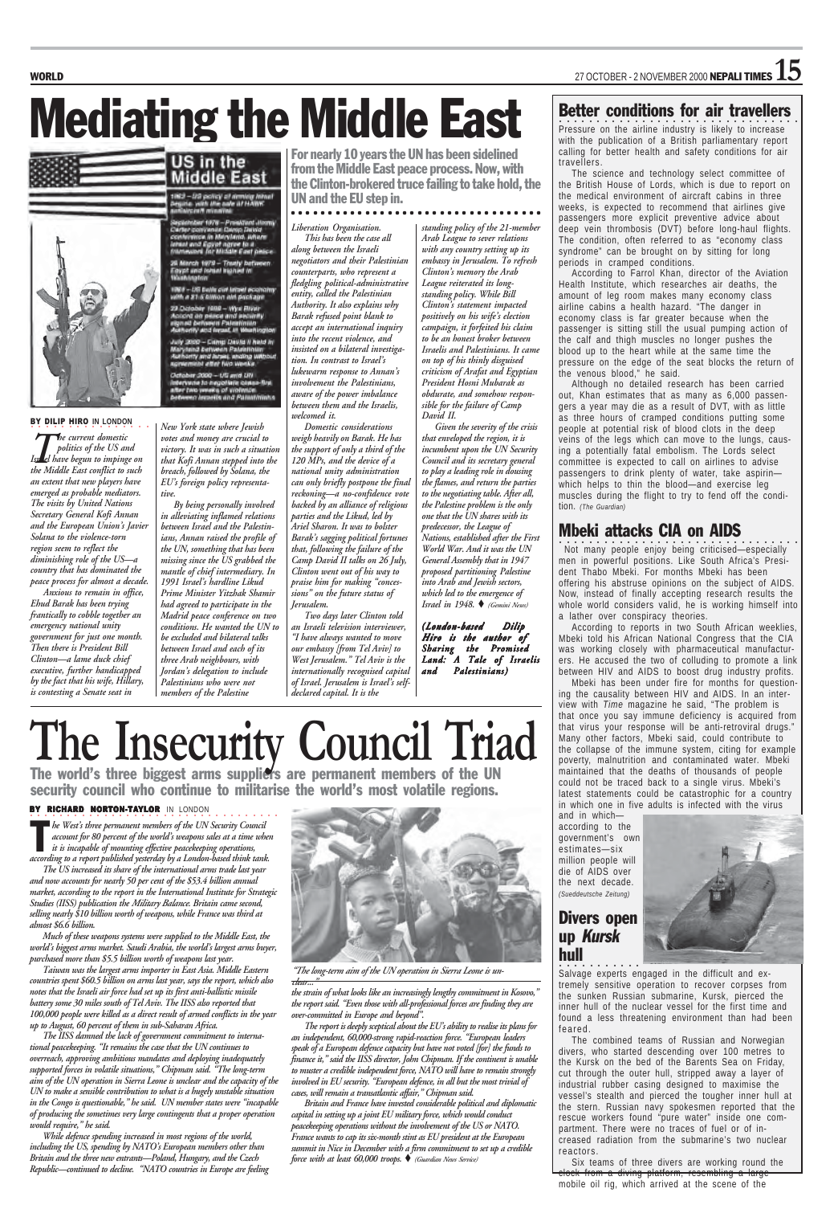# Mediating the Middle East

## US in the Middle East

1962 – US policy of arming Israel begins, with the sale of HAWK antiaircraft missiles

September 1978 – President Jimmy Carter convenes Camp David conference in Maryland, where Israel and Egypt agree to a framework for Middle East peace

26 March 1979 – Treaty between Egypt and Israel signed in Washington

1985 – US bails out Israeli economy with a $1.5 billion aid package

23 October 1998 – Wye River Accord on peace and security signed between Palestinian Authority and Israel, in Washington

July 2000 – Camp David II held in Maryland between Palestinian Authority and Israel, ending without agreement after two weeks

October 2000 – US and UN intervene to negotiate cease-fire after two weeks of violence between Israelis and Palestinians

**For nearly 10 years the UN has been sidelined from the Middle East peace process. Now, with the Clinton-brokered truce failing to take hold, the UN and the EU step in.**

**BY DILIP HIRO** IN LONDON

*The current domestic politics of the US and Israel have begun to impinge on the Middle East conflict to such an extent that new players have emerged as probable mediators. The visits by United Nations Secretary General Kofi Annan and the European Union's Javier Solana to the violence-torn region seem to reflect the diminishing role of the US—a country that has dominated the peace process for almost a decade.*

*Anxious to remain in office, Ehud Barak has been trying frantically to cobble together an emergency national unity government for just one month. Then there is President Bill Clinton—a lame duck chief executive, further handicapped by the fact that his wife, Hillary, is contesting a Senate seat in New York state where Jewish votes and money are crucial to victory. It was in such a situation that Kofi Annan stepped into the breach, followed by Solana, the EU's foreign policy representative.*

*By being personally involved in alleviating inflamed relations between Israel and the Palestinians, Annan raised the profile of the UN, something that has been missing since the US grabbed the mantle of chief intermediary. In 1991 Israel's hardline Likud Prime Minister Yitzhak Shamir had agreed to participate in the Madrid peace conference on two conditions. He wanted the UN to be excluded and bilateral talks between Israel and each of its three Arab neighbours, with Jordan's delegation to include Palestinians who were not members of the Palestine Liberation Organisation.*

*This has been the case all along between the Israeli negotiators and their Palestinian counterparts, who represent a fledgling political-administrative entity, called the Palestinian Authority. It also explains why Barak refused point blank to accept an international inquiry into the recent violence, and insisted on a bilateral investigation. In contrast to Israel's lukewarm response to Annan's involvement the Palestinians, aware of the power imbalance between them and the Israelis, welcomed it.*

*Domestic considerations weigh heavily on Barak. He has the support of only a third of the 120 MPs, and the device of a national unity administration can only briefly postpone the final reckoning—a no-confidence vote backed by an alliance of religious parties and the Likud, led by Ariel Sharon. It was to bolster Barak's sagging political fortunes that, following the failure of the Camp David II talks on 26 July, Clinton went out of his way to praise him for making "concessions" on the future status of Jerusalem.*

*Two days later Clinton told an Israeli television interviewer, "I have always wanted to move our embassy [from Tel Aviv] to West Jerusalem." Tel Aviv is the internationally recognised capital of Israel. Jerusalem is Israel's self-declared capital. It is the standing policy of the 21-member Arab League to sever relations with any country setting up its embassy in Jerusalem. To refresh Clinton's memory the Arab League reiterated its long-standing policy. While Bill Clinton's statement impacted positively on his wife's election campaign, it forfeited his claim to be an honest broker between Israelis and Palestinians. It came on top of his thinly disguised criticism of Arafat and Egyptian President Hosni Mubarak as obdurate, and somehow responsible for the failure of Camp David II.*

*Given the severity of the crisis that enveloped the region, it is incumbent upon the UN Security Council and its secretary general to play a leading role in dousing the flames, and return the parties to the negotiating table. After all, the Palestine problem is the only one that the UN shares with its predecessor, the League of Nations, established after the First World War. And it was the UN General Assembly that in 1947 proposed partitioning Palestine into Arab and Jewish sectors, which led to the emergence of Israel in 1948.* ♦ *(Gemini News)*

***(London-based Dilip Hiro is the author of Sharing the Promised Land: A Tale of Israelis and Palestinians)***

# The Insecurity Council Triad

**The world's three biggest arms suppliers are permanent members of the UN security council who continue to militarise the world's most volatile regions.**

**BY RICHARD NORTON-TAYLOR** IN LONDON

*The West's three permanent members of the UN Security Council account for 80 percent of the world's weapons sales at a time when it is incapable of mounting effective peacekeeping operations, according to a report published yesterday by a London-based think tank.*

*The US increased its share of the international arms trade last year and now accounts for nearly 50 per cent of the $53.4 billion annual market, according to the report in the International Institute for Strategic Studies (IISS) publication the Military Balance. Britain came second, selling nearly $10 billion worth of weapons, while France was third at almost $6.6 billion.*

*Much of these weapons systems were supplied to the Middle East, the world's biggest arms market. Saudi Arabia, the world's largest arms buyer, purchased more than $5.5 billion worth of weapons last year.*

*Taiwan was the largest arms importer in East Asia. Middle Eastern countries spent $60.5 billion on arms last year, says the report, which also notes that the Israeli air force had set up its first anti-ballistic missile battery some 30 miles south of Tel Aviv. The IISS also reported that 100,000 people were killed as a direct result of armed conflicts in the year up to August, 60 percent of them in sub-Saharan Africa.*

*The IISS damned the lack of government commitment to international peacekeeping. "It remains the case that the UN continues to overreach, approving ambitious mandates and deploying inadequately supported forces in volatile situations," Chipman said. "The long-term aim of the UN operation in Sierra Leone is unclear and the capacity of the UN to make a sensible contribution to what is a hugely unstable situation in the Congo is questionable," he said. UN member states were "incapable of producing the sometimes very large contingents that a proper operation would require," he said.*

*While defence spending increased in most regions of the world, including the US, spending by NATO's European members other than Britain and the three new entrants—Poland, Hungary, and the Czech Republic—continued to decline. "NATO countries in Europe are feeling the strain of what looks like an increasingly lengthy commitment in Kosovo," the report said. "Even those with all-professional forces are finding they are over-committed in Europe and beyond".*

*"The long-term aim of the UN operation in Sierra Leone is unclear..."*

*The report is deeply sceptical about the EU's ability to realise its plans for an independent, 60,000-strong rapid-reaction force. "European leaders speak of a European defence capacity but have not voted [for] the funds to finance it," said the IISS director, John Chipman. If the continent is unable to muster a credible independent force, NATO will have to remain strongly involved in EU security. "European defence, in all but the most trivial of cases, will remain a transatlantic affair," Chipman said.*

*Britain and France have invested considerable political and diplomatic capital in setting up a joint EU military force, which would conduct peacekeeping operations without the involvement of the US or NATO. France wants to cap its six-month stint as EU president at the European summit in Nice in December with a firm commitment to set up a credible force with at least 60,000 troops.* ♦ *(Guardian News Service)*

## Better conditions for air travellers

Pressure on the airline industry is likely to increase with the publication of a British parliamentary report calling for better health and safety conditions for air travellers.

The science and technology select committee of the British House of Lords, which is due to report on the medical environment of aircraft cabins in three weeks, is expected to recommend that airlines give passengers more explicit preventive advice about deep vein thrombosis (DVT) before long-haul flights. The condition, often referred to as "economy class syndrome" can be brought on by sitting for long periods in cramped conditions.

According to Farrol Khan, director of the Aviation Health Institute, which researches air deaths, the amount of leg room makes many economy class airline cabins a health hazard. "The danger in economy class is far greater because when the passenger is sitting still the usual pumping action of the calf and thigh muscles no longer pushes the blood up to the heart while at the same time the pressure on the edge of the seat blocks the return of the venous blood," he said.

Although no detailed research has been carried out, Khan estimates that as many as 6,000 passengers a year may die as a result of DVT, with as little as three hours of cramped conditions putting some people at potential risk of blood clots in the deep veins of the legs which can move to the lungs, causing a potentially fatal embolism. The Lords select committee is expected to call on airlines to advise passengers to drink plenty of water, take aspirin—which helps to thin the blood—and exercise leg muscles during the flight to try to fend off the condition. *(The Guardian)*

## Mbeki attacks CIA on AIDS

Not many people enjoy being criticised—especially men in powerful positions. Like South Africa's President Thabo Mbeki. For months Mbeki has been offering his abstruse opinions on the subject of AIDS. Now, instead of finally accepting research results the whole world considers valid, he is working himself into a lather over conspiracy theories.

According to reports in two South African weeklies, Mbeki told his African National Congress that the CIA was working closely with pharmaceutical manufacturers. He accused the two of colluding to promote a link between HIV and AIDS to boost drug industry profits.

Mbeki has been under fire for months for questioning the causality between HIV and AIDS. In an interview with *Time* magazine he said, "The problem is that once you say immune deficiency is acquired from that virus your response will be anti-retroviral drugs." Many other factors, Mbeki said, could contribute to the collapse of the immune system, citing for example poverty, malnutrition and contaminated water. Mbeki maintained that the deaths of thousands of people could not be traced back to a single virus. Mbeki's latest statements could be catastrophic for a country in which one in five adults is infected with the virus and in which—according to the government's own estimates—six million people will die of AIDS over the next decade. *(Sueddeutsche Zeitung)*

## Divers open up *Kursk* hull

Salvage experts engaged in the difficult and extremely sensitive operation to recover corpses from the sunken Russian submarine, Kursk, pierced the inner hull of the nuclear vessel for the first time and found a less threatening environment than had been feared.

The combined teams of Russian and Norwegian divers, who started descending over 100 metres to the Kursk on the bed of the Barents Sea on Friday, cut through the outer hull, stripped away a layer of industrial rubber casing designed to maximise the vessel's stealth and pierced the tougher inner hull at the stern. Russian navy spokesmen reported that the rescue workers found "pure water" inside one compartment. There were no traces of fuel or of increased radiation from the submarine's two nuclear reactors.

Six teams of three divers are working round the clock from a diving platform, resembling a large mobile oil rig, which arrived at the scene of the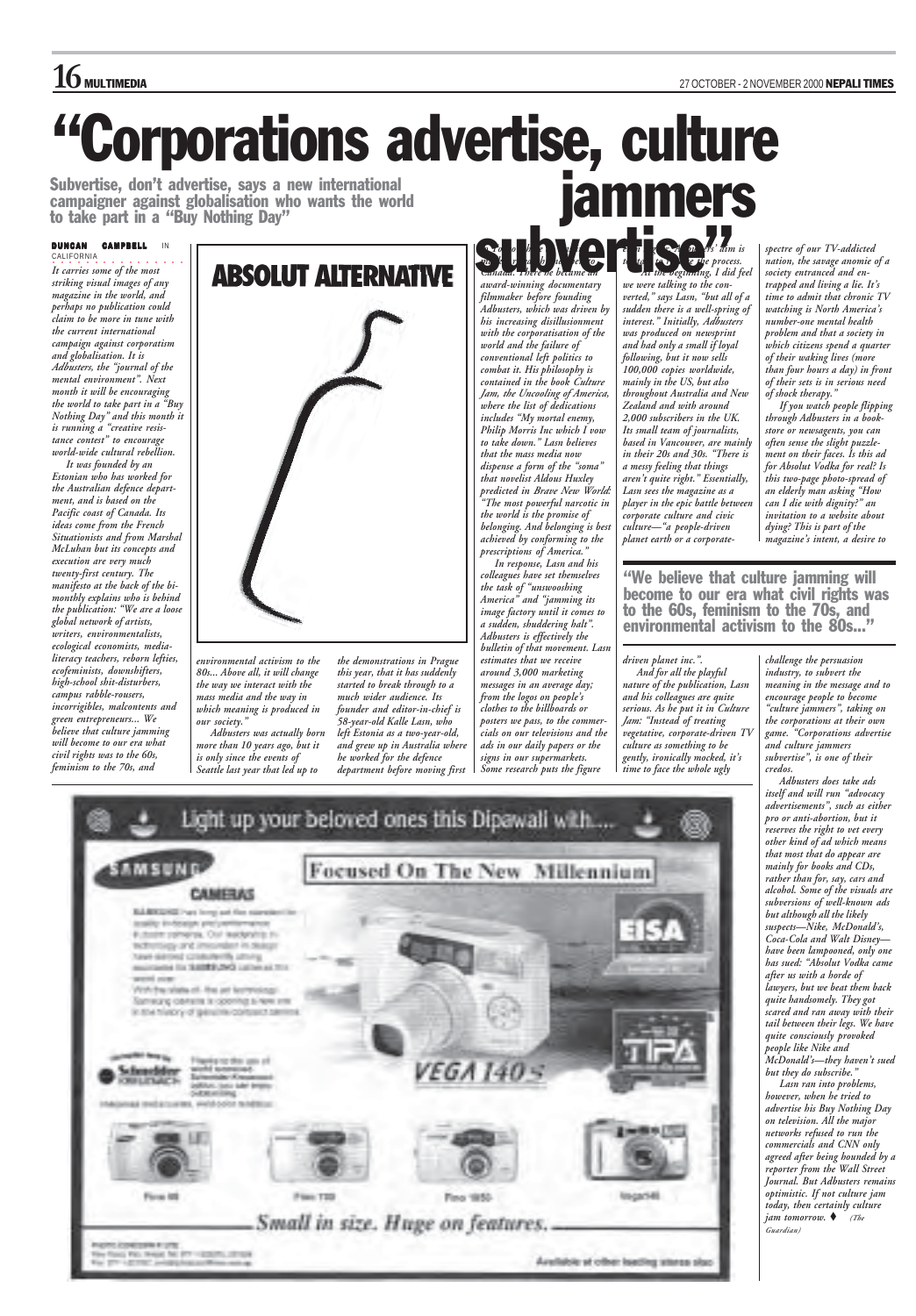# "Corporations advertise, culture jammers subvertise"

**Subvertise, don't advertise, says a new international campaigner against globalisation who wants the world to take part in a "Buy Nothing Day"**

**DUNCAN CAMPBELL** IN CALIFORNIA

*It carries some of the most striking visual images of any magazine in the world, and perhaps no publication could claim to be more in tune with the current international campaign against corporatism and globalisation. It is Adbusters, the "journal of the mental environment". Next month it will be encouraging the world to take part in a "Buy Nothing Day" and this month it is running a "creative resistance contest" to encourage world-wide cultural rebellion.*

*It was founded by an Estonian who has worked for the Australian defence department, and is based on the Pacific coast of Canada. Its ideas come from the French Situationists and from Marshal McLuhan but its concepts and execution are very much twenty-first century. The manifesto at the back of the bi-monthly explains who is behind the publication: "We are a loose global network of artists, writers, environmentalists, ecological economists, media-literacy teachers, reborn lefties, ecofeminists, downshifters, high-school shit-disturbers, campus rabble-rousers, incorrigibles, malcontents and green entrepreneurs... We believe that culture jamming will become to our era what civil rights was to the 60s, feminism to the 70s, and environmental activism to the 80s... Above all, it will change the way we interact with the mass media and the way in which meaning is produced in our society."*

*Adbusters was actually born more than 10 years ago, but it is only since the events of Seattle last year that led up to the demonstrations in Prague this year, that it has suddenly started to break through to a much wider audience. Its founder and editor-in-chief is 58-year-old Kalle Lasn, who left Estonia as a two-year-old, and grew up in Australia where he worked for the defence department before moving first to Japan and then, in 1970, to Canada. There he became an award-winning documentary filmmaker before founding Adbusters, which was driven by his increasing disillusionment with the corporatisation of the world and the failure of conventional left politics to combat it. His philosophy is contained in the book Culture Jam, the Uncooling of America, where the list of dedications includes "My mortal enemy, Philip Morris Inc which I vow to take down." Lasn believes that the mass media now dispense a form of the "soma" that novelist Aldous Huxley predicted in Brave New World: "The most powerful narcotic in the world is the promise of belonging. And belonging is best achieved by conforming to the prescriptions of America."*

*In response, Lasn and his colleagues have set themselves the task of "unswooshing America" and "jamming its image factory until it comes to a sudden, shuddering halt". Adbusters is effectively the bulletin of that movement. Lasn estimates that we receive around 3,000 marketing messages in an average day; from the logos on people's clothes to the billboards or posters we pass, to the commercials on our televisions and the ads in our daily papers or the signs in our supermarkets. Some research puts the figure even higher. Adbusters' aim is to try to reverse the process.*

*"At the beginning, I did feel we were talking to the converted," says Lasn, "but all of a sudden there is a well-spring of interest." Initially, Adbusters was produced on newsprint and had only a small if loyal following, but it now sells 100,000 copies worldwide, mainly in the US, but also throughout Australia and New Zealand and with around 2,000 subscribers in the UK. Its small team of journalists, based in Vancouver, are mainly in their 20s and 30s. "There is a messy feeling that things aren't quite right." Essentially, Lasn sees the magazine as a player in the epic battle between corporate culture and civic culture—"a people-driven planet earth or a corporate-driven planet inc.".*

*And for all the playful nature of the publication, Lasn and his colleagues are quite serious. As he put it in Culture Jam: "Instead of treating vegetative, corporate-driven TV culture as something to be gently, ironically mocked, it's time to face the whole ugly spectre of our TV-addicted nation, the savage anomie of a society entranced and entrapped and living a lie. It's time to admit that chronic TV watching is North America's number-one mental health problem and that a society in which citizens spend a quarter of their waking lives (more than four hours a day) in front of their sets is in serious need of shock therapy."*

*If you watch people flipping through Adbusters in a bookstore or newsagents, you can often sense the slight puzzlement on their faces. Is this ad for Absolut Vodka for real? Is this two-page photo-spread of an elderly man asking "How can I die with dignity?" an invitation to a website about dying? This is part of the magazine's intent, a desire to challenge the persuasion industry, to subvert the meaning in the message and to encourage people to become "culture jammers", taking on the corporations at their own game. "Corporations advertise and culture jammers subvertise", is one of their credos.*

*Adbusters does take ads itself and will run "advocacy advertisements", such as either pro or anti-abortion, but it reserves the right to vet every other kind of ad which means that most that do appear are mainly for books and CDs, rather than for, say, cars and alcohol. Some of the visuals are subversions of well-known ads but although all the likely suspects—Nike, McDonald's, Coca-Cola and Walt Disney—have been lampooned, only one has sued: "Absolut Vodka came after us with a horde of lawyers, but we beat them back quite handsomely. They got scared and ran away with their tail between their legs. We have quite consciously provoked people like Nike and McDonald's—they haven't sued but they do subscribe."*

*Lasn ran into problems, however, when he tried to advertise his Buy Nothing Day on television. All the major networks refused to run the commercials and CNN only agreed after being hounded by a reporter from the Wall Street Journal. But Adbusters remains optimistic. If not culture jam today, then certainly culture jam tomorrow.* ♦ *(The Guardian)*

**ABSOLUT ALTERNATIVE**

**"We believe that culture jamming will become to our era what civil rights was to the 60s, feminism to the 70s, and environmental activism to the 80s..."**

Light up your beloved ones this Dipawali with....

SAMSUNG

Focused On The New Millennium

CAMERAS

VEGA 140 S

Small in size. Huge on features.

Available at other leading stores also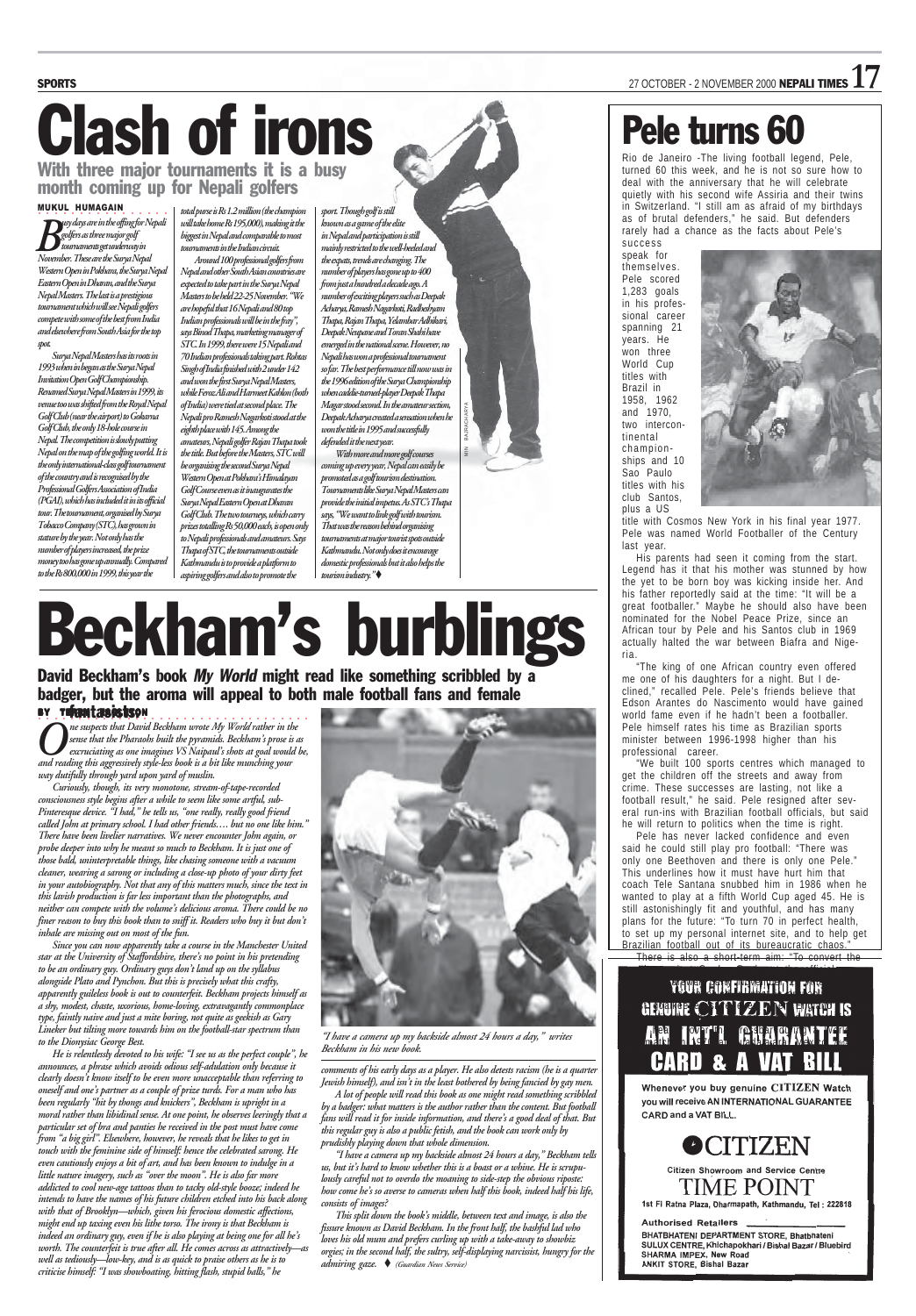# Clash of irons

## With three major tournaments it is a busy month coming up for Nepali golfers

MUKUL HUMAGAIN

*Busy days are in the offing for Nepali golfers as three major golf tournaments get underway in November. These are the Surya Nepal Western Open in Pokhara, the Surya Nepal Eastern Open in Dharan, and the Surya Nepal Masters. The last is a prestigious tournament which will see Nepali golfers compete with some of the best from India and elsewhere from South Asia for the top spot.*

*Surya Nepal Masters has its roots in 1993 when it began as the Surya Nepal Invitation Open Golf Championship. Renamed Surya Nepal Masters in 1999, its venue too was shifted from the Royal Nepal Golf Club (near the airport) to Gokarna Golf Club, the only 18-hole course in Nepal. The competition is slowly putting Nepal on the map of the golfing world. It is the only international-class golf tournament of the country and is recognised by the Professional Golfers Association of India (PGAI), which has included it in its official tour. The tournament, organised by Surya Tobacco Company (STC), has grown in stature by the year. Not only has the number of players increased, the prize money too has gone up annually. Compared to the Rs 800,000 in 1999, this year the total purse is Rs 1.2 million (the champion will take home Rs 195,000), making it the biggest in Nepal and comparable to most tournaments in the Indian circuit.*

*Around 100 professional golfers from Nepal and other South Asian countries are expected to take part in the Surya Nepal Masters to be held 22-25 November. "We are hopeful that 16 Nepali and 80 top Indian professionals will be in the fray", says Binod Thapa, marketing manager of STC. In 1999, there were 15 Nepali and 70 Indian professionals taking part. Rohtas Singh of India finished with 2 under 142 and won the first Surya Nepal Masters, while Feroz Ali and Harmeet Kahlon (both of India) were tied at second place. The Nepali pro Ramesh Nagarkoti stood at the eighth place with 145. Among the amateurs, Nepali golfer Rajan Thapa took the title. But before the Masters, STC will be organising the second Surya Nepal Western Open at Pokhara's Himalayan Golf Course even as it inaugurates the Surya Nepal Eastern Open at Dharan Golf Club. The two tourneys, which carry prizes totalling Rs 50,000 each, is open only to Nepali professionals and amateurs. Says Thapa of STC, the tournaments outside Kathmandu is to provide a platform to aspiring golfers and also to promote the sport. Though golf is still known as a game of the elite in Nepal and participation is still mainly restricted to the well-heeled and the expats, trends are changing. The number of players has gone up to 400 from just a hundred a decade ago. A number of exciting players such as Deepak Acharya, Ramesh Nagarkoti, Radheshyam Thapa, Rajan Thapa, Yekambar Adhikari, Deepak Neupane and Toran Shahi have emerged in the national scene. However, no Nepali has won a professional tournament so far. The best performance till now was in the 1996 edition of the Surya Championship when caddie-turned-player Deepak Thapa Magar stood second. In the amateur section, Deepak Acharya created a sensation when he won the title in 1995 and successfully defended it the next year.*

*With more and more golf courses coming up every year, Nepal can easily be promoted as a golf tourism destination. Tournaments like Surya Nepal Masters can provide the initial impetus. As STC's Thapa says, "We want to link golf with tourism. That was the reason behind organising tournaments at major tourist spots outside Kathmandu. Not only does it encourage domestic professionals but it also helps the tourism industry."* ♦

MIN BAJRACHARYA

# Beckham's burblings

## David Beckham's book *My World* might read like something scribbled by a badger, but the aroma will appeal to both male football fans and female

BY TOM ANDERSON

*One suspects that David Beckham wrote My World rather in the sense that the Pharaohs built the pyramids. Beckham's prose is as excruciating as one imagines VS Naipaul's shots at goal would be, and reading this aggressively style-less book is a bit like munching your way dutifully through yard upon yard of muslin.*

*Curiously, though, its very monotone, stream-of-tape-recorded consciousness style begins after a while to seem like some artful, sub-Pinteresque device. "I had," he tells us, "one really, really good friend called John at primary school. I had other friends…. but no one like him." There have been livelier narratives. We never encounter John again, or probe deeper into why he meant so much to Beckham. It is just one of those bald, uninterpretable things, like chasing someone with a vacuum cleaner, wearing a sarong or including a close-up photo of your dirty feet in your autobiography. Not that any of this matters much, since the text in this lavish production is far less important than the photographs, and neither can compete with the volume's delicious aroma. There could be no finer reason to buy this book than to sniff it. Readers who buy it but don't inhale are missing out on most of the fun.*

*Since you can now apparently take a course in the Manchester United star at the University of Staffordshire, there's no point in his pretending to be an ordinary guy. Ordinary guys don't land up on the syllabus alongside Plato and Pynchon. But this is precisely what this crafty, apparently guileless book is out to counterfeit. Beckham projects himself as a shy, modest, chaste, uxorious, home-loving, extravagantly commonplace type, faintly naive and just a mite boring, not quite as geekish as Gary Lineker but tilting more towards him on the football-star spectrum than to the Dionysiac George Best.*

*He is relentlessly devoted to his wife: "I see us as the perfect couple", he announces, a phrase which avoids odious self-adulation only because it clearly doesn't know itself to be even more unacceptable than referring to oneself and one's partner as a couple of prize turds. For a man who has been regularly "hit by thongs and knickers", Beckham is upright in a moral rather than libidinal sense. At one point, he observes leeringly that a particular set of bra and panties he received in the post must have come from "a big girl". Elsewhere, however, he reveals that he likes to get in touch with the feminine side of himself: hence the celebrated sarong. He even cautiously enjoys a bit of art, and has been known to indulge in a little nature imagery, such as "over the moon". He is also far more addicted to cool new-age tattoos than to tacky old-style booze; indeed he intends to have the names of his future children etched into his back along with that of Brooklyn—which, given his ferocious domestic affections, might end up taxing even his lithe torso. The irony is that Beckham is indeed an ordinary guy, even if he is also playing at being one for all he's worth. The counterfeit is true after all. He comes across as attractively—as well as tediously—low-key, and is as quick to praise others as he is to criticise himself: "I was showboating, hitting flash, stupid balls," he comments of his early days as a player. He also detests racism (he is a quarter Jewish himself), and isn't in the least bothered by being fancied by gay men.*

*A lot of people will read this book as one might read something scribbled by a badger: what matters is the author rather than the content. But football fans will read it for inside information, and there's a good deal of that. But this regular guy is also a public fetish, and the book can work only by prudishly playing down that whole dimension.*

*"I have a camera up my backside almost 24 hours a day," Beckham tells us, but it's hard to know whether this is a boast or a whine. He is scrupulously careful not to overdo the moaning to side-step the obvious riposte: how come he's so averse to cameras when half this book, indeed half his life, consists of images?*

*This split down the book's middle, between text and image, is also the fissure known as David Beckham. In the front half, the bashful lad who loves his old mum and prefers curling up with a take-away to showbiz orgies; in the second half, the sultry, self-displaying narcissist, hungry for the admiring gaze.* ♦ *(Guardian News Service)*

*"I have a camera up my backside almost 24 hours a day," writes Beckham in his new book.*

# Pele turns 60

Rio de Janeiro -The living football legend, Pele, turned 60 this week, and he is not so sure how to deal with the anniversary that he will celebrate quietly with his second wife Assiria and their twins in Switzerland. "I still am as afraid of my birthdays as of brutal defenders," he said. But defenders rarely had a chance as the facts about Pele's success speak for themselves. Pele scored 1,283 goals in his professional career spanning 21 years. He won three World Cup titles with Brazil in 1958, 1962 and 1970, two intercontinental championships and 10 Sao Paulo titles with his club Santos, plus a US title with Cosmos New York in his final year 1977. Pele was named World Footballer of the Century last year.

His parents had seen it coming from the start. Legend has it that his mother was stunned by how the yet to be born boy was kicking inside her. And his father reportedly said at the time: "It will be a great footballer." Maybe he should also have been nominated for the Nobel Peace Prize, since an African tour by Pele and his Santos club in 1969 actually halted the war between Biafra and Nigeria.

"The king of one African country even offered me one of his daughters for a night. But I declined," recalled Pele. Pele's friends believe that Edson Arantes do Nascimento would have gained world fame even if he hadn't been a footballer. Pele himself rates his time as Brazilian sports minister between 1996-1998 higher than his professional career.

"We built 100 sports centres which managed to get the children off the streets and away from crime. These successes are lasting, not like a football result," he said. Pele resigned after several run-ins with Brazilian football officials, but said he will return to politics when the time is right.

Pele has never lacked confidence and even said he could still play pro football: "There was only one Beethoven and there is only one Pele." This underlines how it must have hurt him that coach Tele Santana snubbed him in 1986 when he wanted to play at a fifth World Cup aged 45. He is still astonishingly fit and youthful, and has many plans for the future: "To turn 70 in perfect health, to set up my personal internet site, and to help get Brazilian football out of its bureaucratic chaos."

There is also a short-term aim: "To convert the

---

YOUR CONFIRMATION FOR GENUINE CITIZEN WATCH IS AN INT'L GUARANTEE CARD & A VAT BILL

Whenever you buy genuine CITIZEN Watch you will receive AN INTERNATIONAL GUARANTEE CARD and a VAT BILL.

CITIZEN

Citizen Showroom and Service Centre

TIME POINT

1st Fl Ratna Plaza, Dharmapath, Kathmandu, Tel : 222818

Authorised Retailers

BHATBHATENI DEPARTMENT STORE, Bhatbhateni
SULUX CENTRE, Khichapokhari / Bishal Bazar / Bluebird
SHARMA IMPEX, New Road
ANKIT STORE, Bishal Bazar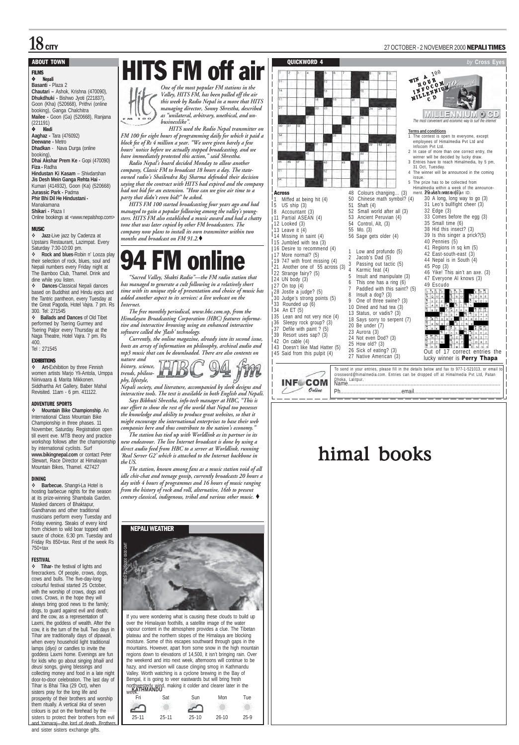## ABOUT TOWN

### FILMS

❖ **Nepali**

**Basanti -** Plaza 2
**Chautari –** Ashok, Krishna (470090),
**Dhukdhuki -** Bishwo Jyoti (221837), Goon (Kha) (520668), Prithvi (online booking), Ganga Chalchitra
**Mailee -** Goon (Ga) (520668), Ranjana (221191)

❖ **Hindi**

**Aaghaz -** Tara (476092)
**Deewane -** Metro
**Dhadkan** - Nava Durga (online booking),
**Dhai Akshar Prem Ke -** Gopi (470090)
**Fiza -** Radha
**Hindustan Ki Kasam** – Shivdarshan
**Jis Desh Mein Ganga Rehta Hai -** Kumari (414932), Goon (Ka) (520668)
**Jurassic Park -** Padma
**Phir Bhi Dil He Hindustani -** Manakamana
**Shikari -** Plaza I

Online bookings at <www.nepalshop.com>

### MUSIC

❖ **Jazz**-Live jazz by Cadenza at Upstairs Restaurant, Lazimpat. Every Saturday 7:30-10:00 pm.

❖ **Rock and blues**-Robin n' Looza play their selection of rock, blues, soul and Nepali numbers every Friday night at The Bamboo Club, Thamel. Drink and dine while you listen.

❖ **Dances**-Classical Nepali dances based on Buddhist and Hindu epics and the Tantric pantheon, every Tuesday at the Great Pagoda, Hotel Vajra. 7 pm. Rs 300. Tel: 271545

❖ **Ballads and Dances** of Old Tibet performed by Tsering Gurmey and Tsering Paljor every Thursday at the Naga Theatre, Hotel Vajra. 7 pm. Rs 400.
Tel : 271545

### EXHIBITIONS

❖ **Art-**Exhibition by three Finnish women artists Marjo Yli-Antola, Umppa Niinivaara & Marita Mikkonen. Siddhartha Art Gallery, Baber Mahal Revisited. 11am - 6 pm. 411122.

### ADVENTURE SPORTS

❖ **Mountain Bike Championship**. An International Class Mountain Bike Championship in three phases. 11 November, Saturday. Registration open till event eve. MTB theory and practice workshop follows after the championship by international cyclists. Surf **www.bikingnepal.com** or contact Peter Stewart, Race Director at Himalayan Mountain Bikes, Thamel. 427427

### DINING

❖ **Barbecue.** Shangri-La Hotel is hosting barbecue nights for the season at its prize-winning Shambala Garden. Masked dancers of Bhaktapur, Gandharvas and other traditional musicians perform every Tuesday and Friday evening. Steaks of every kind from chicken to wild boar topped with sauce of choice. 6:30 pm. Tuesday and Friday Rs 850+tax. Rest of the week Rs 750+tax

### FESTIVAL

❖ **Tihar-** the festival of lights and firecrackers. Of people, crows, dogs, cows and bulls. The five-day-long colourful festival started 25 October, with the worship of crows, dogs and cows. Crows, in the hope they will always bring good news to the family; dogs, to guard against evil and death; and the cow, as a representation of Laxmi, the goddess of wealth. After the cow, it is the turn of the bull. Two days in Tihar are traditionally days of *dipawali*, when every household light traditional lamps (*diyo*) or candles to invite the goddess Laxmi home. Evenings are fun for kids who go about singing *bhaili* and *deusi* songs, giving blessings and collecting money and food in a late night door-to-door celebration. The last day of Tihar is Bhai Tika (29 Oct), when sisters pray for the long life and prosperity of their brothers and worship them ritually. A vertical *tika* of seven colours is put on the forehead by the sisters to protect their brothers from evil and Yamaraj, the lord of death. Brothers and sister sisters exchange gifts.

# HITS FM off air

*One of the most popular FM stations in the Valley, HITS FM, has been pulled off the air this week by Radio Nepal in a move that HITS managing director, Sonny Shrestha, described as "unilateral, arbitrary, unethical, and unbusinesslike".*

*HITS used the Radio Nepal transmitter on FM 100 for eight hours of programming daily for which it paid a block fee of Rs 4 million a year. "We were given barely a few hours' notice before we actually stopped broadcasting, and we have immediately protested this action," said Shrestha.*

*Radio Nepal's board decided Monday to allow another company, Classic FM to broadcast 18 hours a day. The state-owned radio's Shailendra Raj Sharma defended their decision saying that the contract with HITS had expired and the company had not bid for an extension. "How can we give air time to a party that didn't even bid?" he asked.*

*HITS FM 100 started broadcasting four years ago and had managed to gain a popular following among the valley's youngsters. HITS FM also established a music award and had a chatty tone that was later copied by other FM broadcasters. The company now plans to install its own transmitter within two months and broadcast on FM 91.2.*♦

# 94 FM online

*"Sacred Valley, Shakti Radio"—the FM radio station that has managed to generate a cult following in a relatively short time with its unique style of presentation and choice of music has added another aspect to its services: a live webcast on the Internet.*

*The free monthly periodical, www.hbc.com.np, from the Himalayan Broadcasting Corporation (HBC) features informative and interactive browsing using an enhanced interactive software called the 'flash' technology.*

*Currently, the online magazine, already into its second issue, hosts an array of information on philosophy, archival audio and mp3 music that can be downloaded. There are also contents on nature and history, science, trends, philosophy, lifestyle, Nepali society, and literature, accompanied by sleek designs and interactive tools. The text is available in both English and Nepali.*

*Says Bibhuti Shrestha, info-tech manager at HBC, "This is our effort to show the rest of the world that Nepal too possesses the knowledge and ability to produce great websites, so that it might encourage the international enterprises to base their web companies here and thus contribute to the nation's economy."*

*The station has tied up with Worldlink as its partner in its new endeavour. The live Internet broadcast is done by using a direct audio feed from HBC to a server at Worldlink, running 'Real Server G2' which is attached to the Internet backbone in the US.*

*The station, known among fans as a music station void of all idle chit-chat and teenage gossip, currently broadcasts 20 hours a day with 4 hours of programmes and 16 hours of music ranging from the history of rock and roll, alternative, 16th to present century classical, indigenous, tribal and various other music.* ♦

## NEPALI WEATHER

If you were wondering what is causing these clouds to build up over the Himalayan foothills, a satellite image of the water vapour content in the atmosphere provides a clue. The Tibetan plateau and the northern slopes of the Himalaya are blocking moisture. Some of this escapes southward through gaps in the mountains. However, apart from some snow in the high mountain regions down to elevations of 14,500, it isn't bringing rain. Over the weekend and into next week, afternoons will continue to be hazy and inversion will cause clinging smog in Kathmandu Valley. Worth watching is a cyclone brewing in the Bay of Bengal, it is going to veer eastwards but will bring fresh northwesterly wind, making it colder and clearer later in the week.

**KATHMANDU**

| Fri | Sat | Sun | Mon | Tue |
|---|---|---|---|---|
| 25-11 | 25-11 | 25-10 | 26-10 | 25-9 |

## QUICKWORD 4

*by* **Cross Eyes**

### Across

1 Miffed at being hit (4)
5 US ship (3)
8 Accountant (3)
11 Partial ASEAN (4)
12 Looked (3)
13 Leave it (4)
14 Missing in saint (4)
15 Jumbled with tea (3)
16 Desire to recommend (4)
17 More normal? (5)
19 747 with front missing (4)
21 Another one of 55 across (3)
22 Strange fairy? (5)
24 UN body (3)
27 On top (4)
28 Jostle a judge? (5)
30 Judge's strong points (5)
33 Rounded up (6)
34 An ET (5)
35 Lean and not very nice (4)
36 Sleepy rock group? (3)
37 Defile with paint ? (5)
39 Resort uses sap? (3)
42 On cable (4)
43 Doesn't like Mad Hatter (5)
45 Said from this pulpit (4)
48 Colours changing... (3)
50 Chinese math symbol? (4)
51 Shaft (4)
52 Small world after all (3)
53 Ancient Peruvian (4)
54 Control, Alt, (3)
55 Mo. (3)
56 Sage gets older (4)

### Down

1 Low and profundo (5)
2 Jacob's Dad (5)
3 Passing out tactic (5)
4 Karmic feat (4)
5 Insult and manipulate (3)
6 This one has a ring (6)
7 Paddled with this saint? (5)
8 Insult a dog? (3)
9 One of three swine? (3)
10 Dined and had tea (3)
13 Status, or vadis? (3)
18 Says sorry to serpent (7)
20 Be under (7)
23 Aurora (3)
24 Not even Dod? (3)
25 How old? (3)
26 Sick of eating? (3)
27 Native American (3)
29 Ask to see in ID.
30 A long, long way to go (3)
31 Leo's bullfight cheer (3)
32 Edge (3)
33 Comes before the egg (3)
35 Small time (6)
38 Hid this insect? (3)
39 Is this singer a prick?(5)
40 Pennies (5)
41 Regions in sq km (5)
42 East-south-east (3)
44 Nepal is in South (4)
45 Pop (3)
46 Yike! This ain't an axe. (3)
47 Everyone Al knows (3)
49 Escudo

WIN A 100 HOUR INFOCOM MILLENNIUM CD

**MILLENNIUM CD**
*The most convenient and economic way to surf the internet*

**Terms and conditions**

1 The contest is open to everyone, except employees of Himalmedia Pvt Ltd and Infocom Pvt Ltd.
2 In case of more than one correct entry, the winner will be decided by lucky draw.
3 Entries have to reach Himalmedia, by 5 pm, 31 Oct, Tuesday.
4 The winner will be announced in the coming issue.
5 The prize has to be collected from Himalmedia within a week of the announcement. Please bring an ID.

Out of 17 correct entries the lucky winner is **Perry Thapa**

To send in your entries, please fill in the details below and fax to 977-1-521013, or email to crossword@himalmedia.com. Entries can be dropped off at Himalmedia Pvt Ltd, Patan Dhoka, Lalitpur.

Name.......................................................................

Ph.........................................email.........................................

INFOCOM Online

# himal books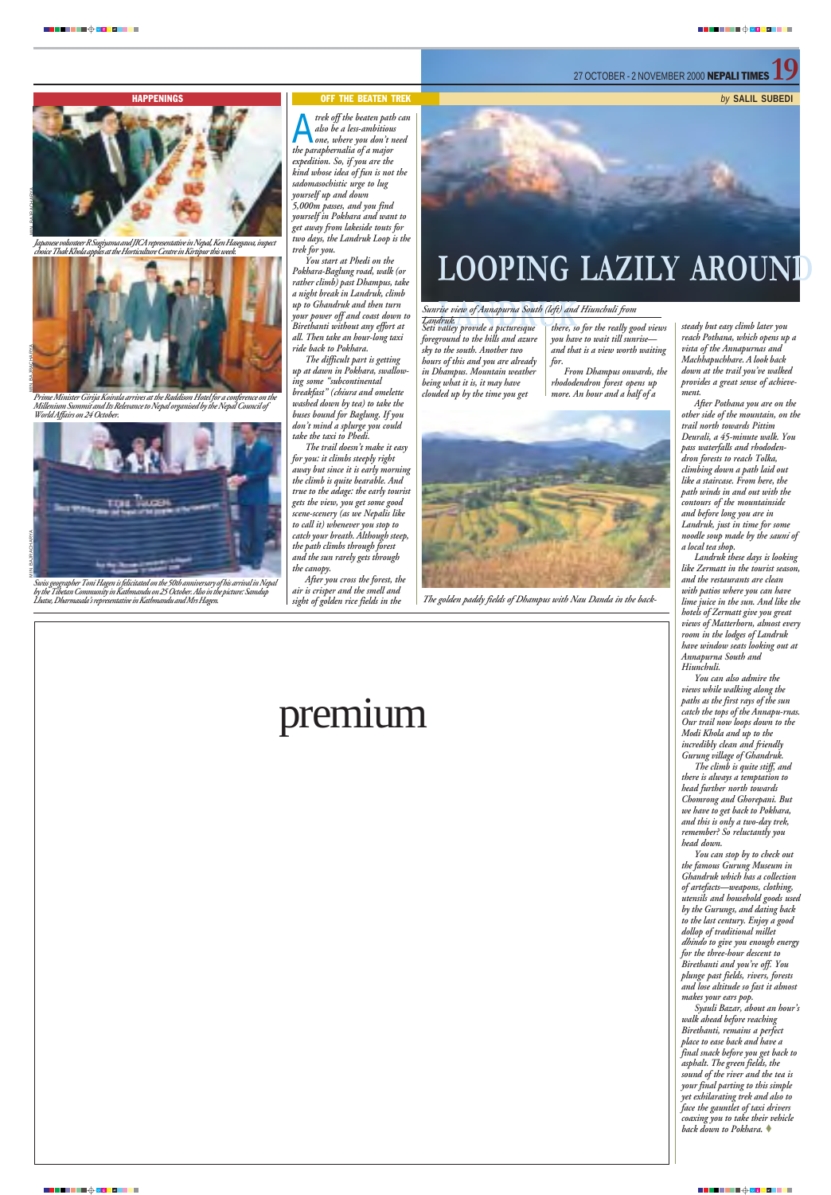## HAPPENINGS

*Japanese volunteer R Sugiyama and JICA representative in Nepal, Ken Hasegawa, inspect choice Thak Khola apples at the Horticulture Centre in Kirtipur this week.*

*Prime Minister Girija Koirala arrives at the Raddison Hotel for a conference on the Millenium Summit and Its Relevance to Nepal organised by the Nepal Council of World Affairs on 24 October.*

*Swiss geographer Toni Hagen is felicitated on the 50th anniversary of his arrival in Nepal by the Tibetan Community in Kathmandu on 25 October. Also in the picture: Samdup Lhatse, Dharmasala's representative in Kathmandu and Mrs Hagen.*

## OFF THE BEATEN TREK

# LOOPING LAZILY AROUND LANDRUK

by **SALIL SUBEDI**

*Sunrise view of Annapurna South (left) and Hiunchuli from Landruk.*

A trek off the beaten path can also be a less-ambitious one, where you don't need the paraphernalia of a major expedition. So, if you are the kind whose idea of fun is not the sadomasochistic urge to lug yourself up and down 5,000m passes, and you find yourself in Pokhara and want to get away from lakeside touts for two days, the Landruk Loop is the trek for you.

You start at Phedi on the Pokhara-Baglung road, walk (or rather climb) past Dhampus, take a night break in Landruk, climb up to Ghandruk and then turn your power off and coast down to Birethanti without any effort at all. Then take an hour-long taxi ride back to Pokhara.

The difficult part is getting up at dawn in Pokhara, swallowing some "subcontinental breakfast" (chiura and omelette washed down by tea) to take the buses bound for Baglung. If you don't mind a splurge you could take the taxi to Phedi.

The trail doesn't make it easy for you: it climbs steeply right away but since it is early morning the climb is quite bearable. And true to the adage: the early tourist gets the view, you get some good scene-scenery (as we Nepalis like to call it) whenever you stop to catch your breath. Although steep, the path climbs through forest and the sun rarely gets through the canopy.

After you cross the forest, the air is crisper and the smell and sight of golden rice fields in the Seti valley provide a picturesque foreground to the hills and azure sky to the south. Another two hours of this and you are already in Dhampus. Mountain weather being what it is, it may have clouded up by the time you get there, so for the really good views you have to wait till sunrise—and that is a view worth waiting for.

From Dhampus onwards, the rhododendron forest opens up more. An hour and a half of a steady but easy climb later you reach Pothana, which opens up a vista of the Annapurnas and Machhapuchhare. A look back down at the trail you've walked provides a great sense of achievement.

*The golden paddy fields of Dhampus with Nau Danda in the back-*

After Pothana you are on the other side of the mountain, on the trail north towards Pittim Deurali, a 45-minute walk. You pass waterfalls and rhododendron forests to reach Tolka, climbing down a path laid out like a staircase. From here, the path winds in and out with the contours of the mountainside and before long you are in Landruk, just in time for some noodle soup made by the sauni of a local tea shop.

Landruk these days is looking like Zermatt in the tourist season, and the restaurants are clean with patios where you can have lime juice in the sun. And like the hotels of Zermatt give you great views of Matterhorn, almost every room in the lodges of Landruk have window seats looking out at Annapurna South and Hiunchuli.

You can also admire the views while walking along the paths as the first rays of the sun catch the tops of the Annapu-rnas. Our trail now loops down to the Modi Khola and up to the incredibly clean and friendly Gurung village of Ghandruk.

The climb is quite stiff, and there is always a temptation to head further north towards Chomrong and Ghorepani. But we have to get back to Pokhara, and this is only a two-day trek, remember? So reluctantly you head down.

You can stop by to check out the famous Gurung Museum in Ghandruk which has a collection of artefacts—weapons, clothing, utensils and household goods used by the Gurungs, and dating back to the last century. Enjoy a good dollop of traditional millet dhindo to give you enough energy for the three-hour descent to Birethanti and you're off. You plunge past fields, rivers, forests and lose altitude so fast it almost makes your ears pop.

Syauli Bazar, about an hour's walk ahead before reaching Birethanti, remains a perfect place to ease back and have a final snack before you get back to asphalt. The green fields, the sound of the river and the tea is your final parting to this simple yet exhilarating trek and also to face the gauntlet of taxi drivers coaxing you to take their vehicle back down to Pokhara. ♦

premium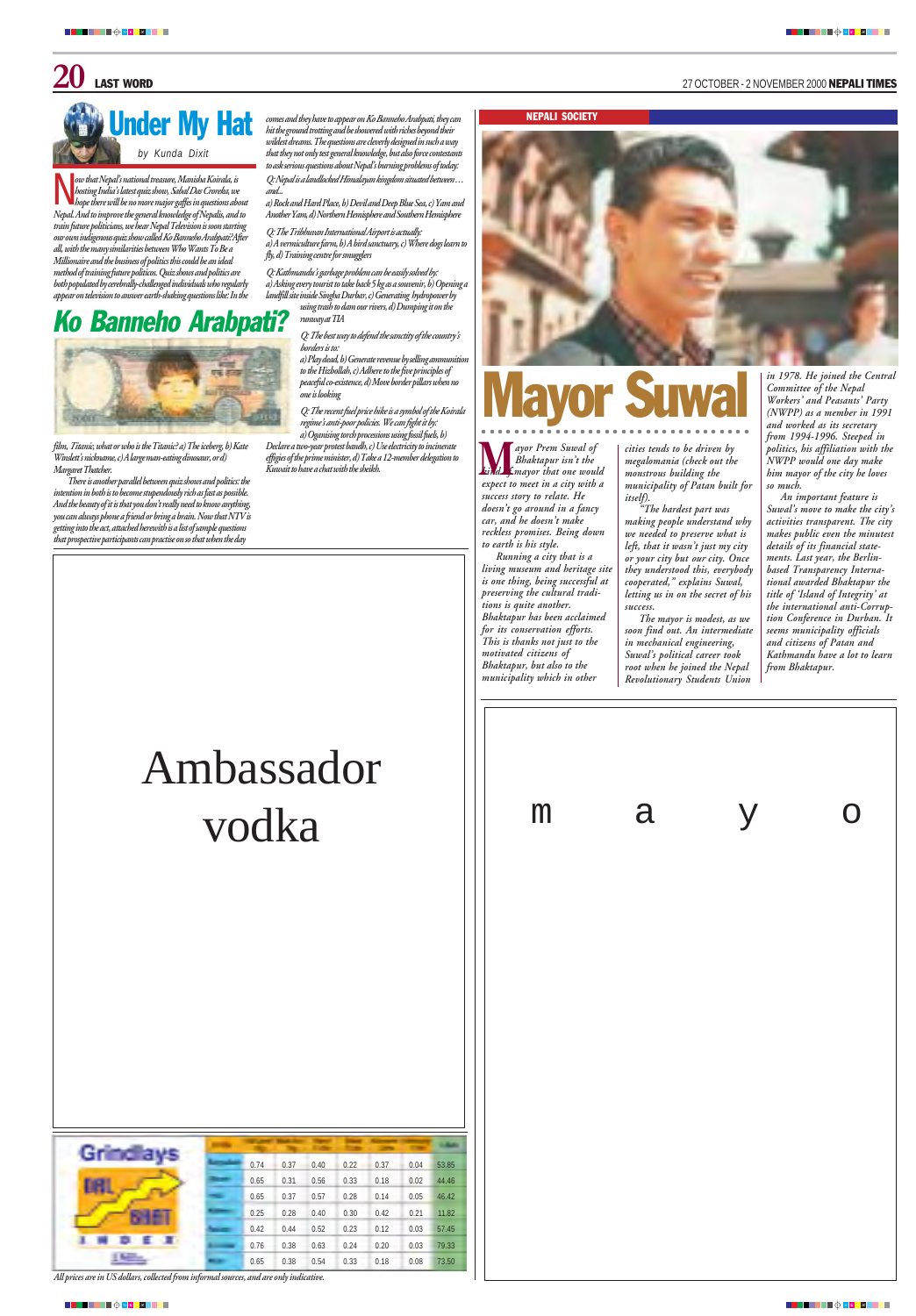# Under My Hat

*by Kunda Dixit*

*Now that Nepal's national treasure, Manisha Koirala, is hosting India's latest quiz show, Sabal Das Crorela, we hope there will be no more major gaffes in questions about Nepal. And to improve the general knowledge of Nepalis, and to train future politicians, we hear Nepal Television is soon starting our own indigenous quiz show called Ko Banneho Arabpati? After all, with the many similarities between Who Wants To Be a Millionaire and the business of politics this could be an ideal method of training future politicos. Quiz shows and politics are both populated by cerebrally-challenged individuals who regularly appear on television to answer earth-shaking questions like: In the film, Titanic, what or who is the Titanic? a) The iceberg, b) Kate Winslett's nickname, c) A large man-eating dinosaur, or d) Margaret Thatcher.*

*There is another parallel between quiz shows and politics: the intention in both is to become stupendously rich as fast as possible. And the beauty of it is that you don't really need to know anything, you can always phone a friend or bring a brain. Now that NTV is getting into the act, attached herewith is a list of sample questions that prospective participants can practise on so that when the day comes and they have to appear on Ko Banneho Arabpati, they can hit the ground trotting and be showered with riches beyond their wildest dreams. The questions are cleverly designed in such a way that they not only test general knowledge, but also force contestants to ask serious questions about Nepal's burning problems of today:*

## Ko Banneho Arabpati?

*Q: Nepal is a landlocked Himalayan kingdom situated between… and...*
*a) Rock and Hard Place, b) Devil and Deep Blue Sea, c) Yam and Another Yam, d) Northern Hemisphere and Southern Hemisphere*

*Q: The Tribhuvan International Airport is actually:*
*a) A vermiculture farm, b) A bird sanctuary, c) Where dogs learn to fly, d) Training centre for smugglers*

*Q: Kathmandu's garbage problem can be easily solved by:*
*a) Asking every tourist to take back 5 kg as a souvenir, b) Opening a landfill site inside Singha Durbar, c) Generating hydropower by using trash to dam our rivers, d) Dumping it on the runway at TIA*

*Q: The best way to defend the sanctity of the country's borders is to:*
*a) Play dead, b) Generate revenue by selling ammunition to the Hizbollah, c) Adhere to the five principles of peaceful co-existence, d) Move border pillars when no one is looking*

*Q: The recent fuel price hike is a symbol of the Koirala regime's anti-poor policies. We can fight it by:*
*a) Organising torch processions using fossil fuels, b) Declare a two-year protest bandh, c) Use electricity to incinerate effigies of the prime minister, d) Take a 12-member delegation to Kuwait to have a chat with the sheikh.*

---

**NEPALI SOCIETY**

# Mayor Suwal

*Mayor Prem Suwal of Bhaktapur isn't the kind of mayor that one would expect to meet in a city with a success story to relate. He doesn't go around in a fancy car, and he doesn't make reckless promises. Being down to earth is his style.*

*Running a city that is a living museum and heritage site is one thing, being successful at preserving the cultural traditions is quite another. Bhaktapur has been acclaimed for its conservation efforts. This is thanks not just to the motivated citizens of Bhaktapur, but also to the municipality which in other cities tends to be driven by megalomania (check out the monstrous building the municipality of Patan built for itself).*

*"The hardest part was making people understand why we needed to preserve what is left, that it wasn't just my city or your city but our city. Once they understood this, everybody cooperated," explains Suwal, letting us in on the secret of his success.*

*The mayor is modest, as we soon find out. An intermediate in mechanical engineering, Suwal's political career took root when he joined the Nepal Revolutionary Students Union in 1978. He joined the Central Committee of the Nepal Workers' and Peasants' Party (NWPP) as a member in 1991 and worked as its secretary from 1994-1996. Steeped in politics, his affiliation with the NWPP would one day make him mayor of the city he loves so much.*

*An important feature is Suwal's move to make the city's activities transparent. The city makes public even the minutest details of its financial statements. Last year, the Berlin-based Transparency International awarded Bhaktapur the title of 'Island of Integrity' at the international Anti-Corruption Conference in Durban. It seems municipality officials and citizens of Patan and Kathmandu have a lot to learn from Bhaktapur.*

---

Ambassador vodka

m a y o

---

Grindlays DAL BHAT INDEX

| | | | | | | | |
|---|---|---|---|---|---|---|---|
| | 0.74 | 0.37 | 0.40 | 0.22 | 0.37 | 0.04 | 53.85 |
| | 0.65 | 0.31 | 0.56 | 0.33 | 0.18 | 0.02 | 44.46 |
| | 0.65 | 0.37 | 0.57 | 0.28 | 0.14 | 0.05 | 46.42 |
| | 0.25 | 0.28 | 0.40 | 0.30 | 0.42 | 0.21 | 11.82 |
| | 0.42 | 0.44 | 0.52 | 0.23 | 0.12 | 0.03 | 57.45 |
| | 0.76 | 0.38 | 0.63 | 0.24 | 0.20 | 0.03 | 79.33 |
| | 0.65 | 0.38 | 0.54 | 0.33 | 0.18 | 0.08 | 73.50 |

*All prices are in US dollars, collected from informal sources, and are only indicative.*